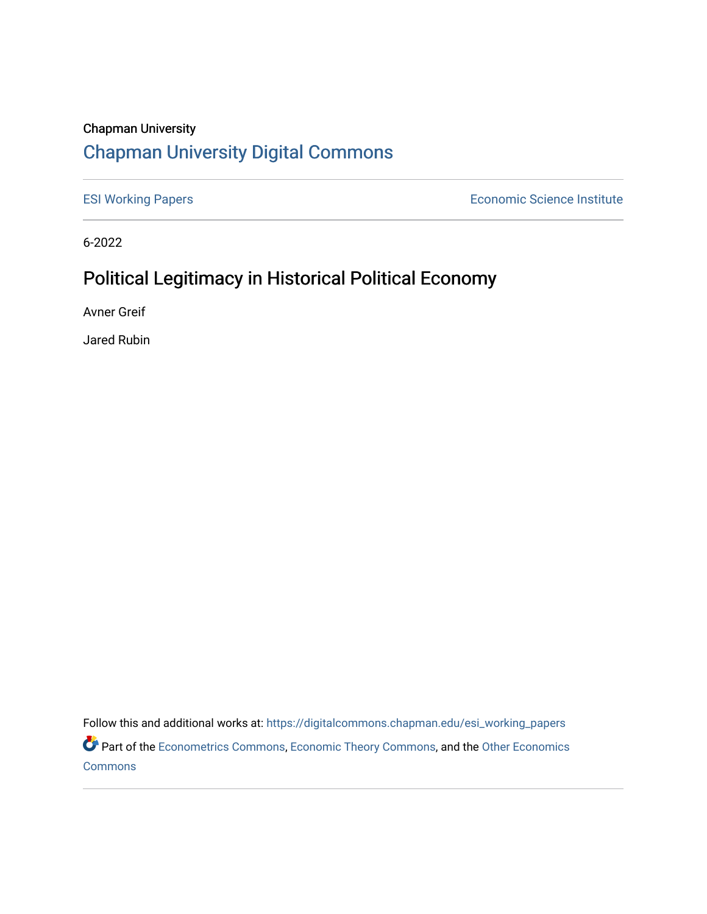Chapman University

## Chapman University Digital Commons

ESI Working Papers

Economic Science Institute

6-2022

# Political Legitimacy in Historical Political Economy

Avner Greif

Jared Rubin

Follow this and additional works at: https://digitalcommons.chapman.edu/esi_working_papers

Part of the Econometrics Commons, Economic Theory Commons, and the Other Economics Commons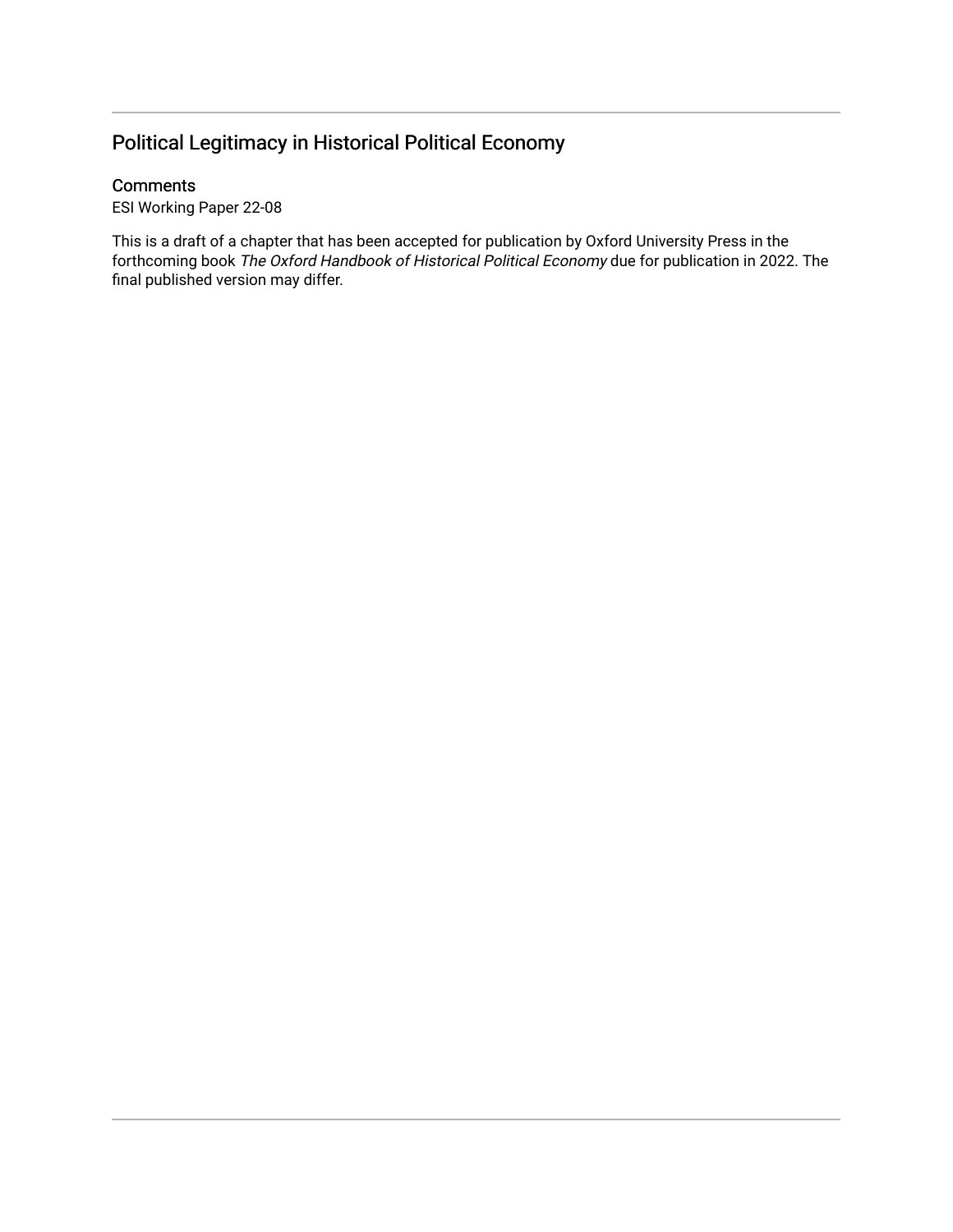## Political Legitimacy in Historical Political Economy

### Comments

ESI Working Paper 22-08

This is a draft of a chapter that has been accepted for publication by Oxford University Press in the forthcoming book *The Oxford Handbook of Historical Political Economy* due for publication in 2022. The final published version may differ.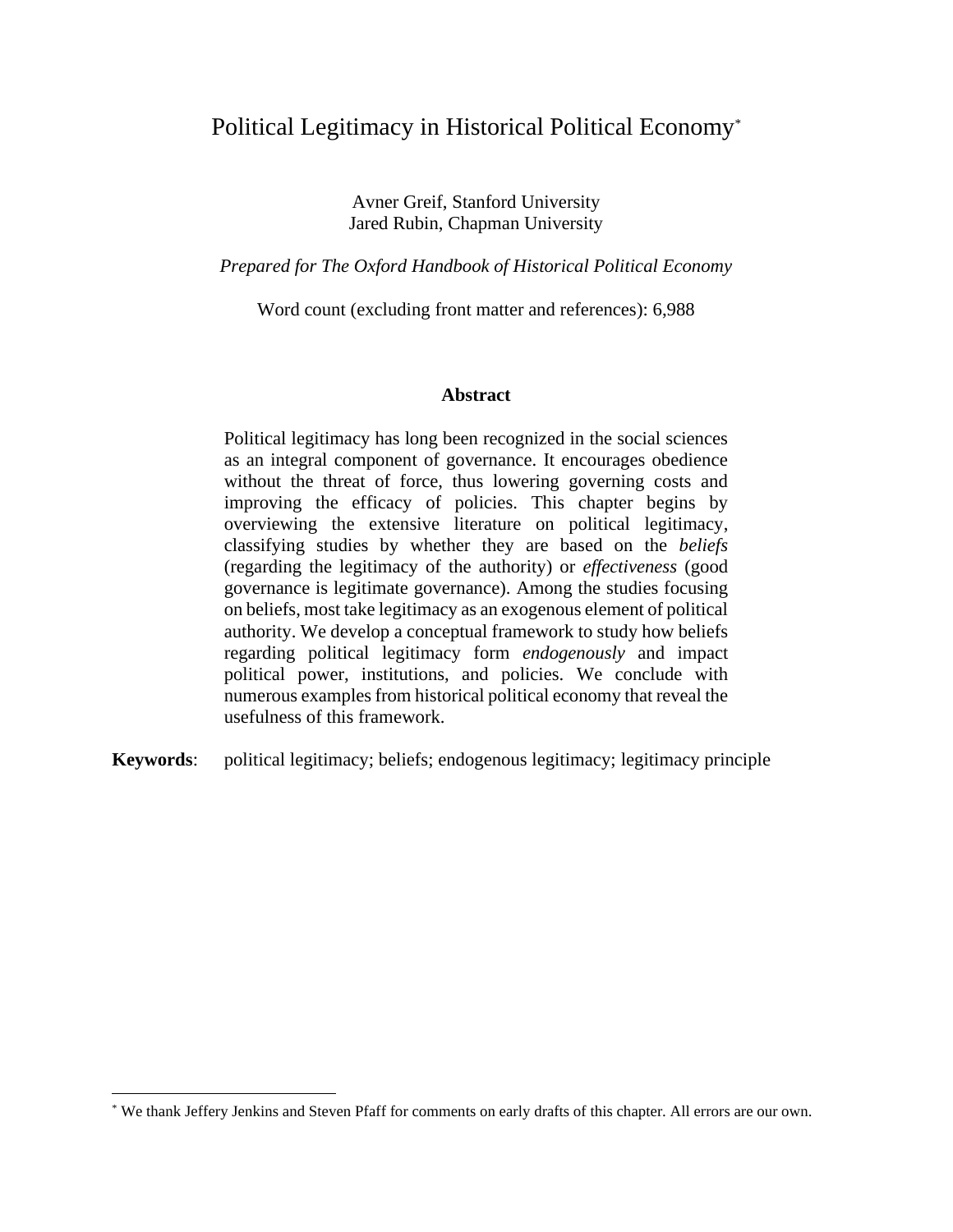# Political Legitimacy in Historical Political Economy[*]

Avner Greif, Stanford University
Jared Rubin, Chapman University

*Prepared for The Oxford Handbook of Historical Political Economy*

Word count (excluding front matter and references): 6,988

**Abstract**

Political legitimacy has long been recognized in the social sciences as an integral component of governance. It encourages obedience without the threat of force, thus lowering governing costs and improving the efficacy of policies. This chapter begins by overviewing the extensive literature on political legitimacy, classifying studies by whether they are based on the *beliefs* (regarding the legitimacy of the authority) or *effectiveness* (good governance is legitimate governance). Among the studies focusing on beliefs, most take legitimacy as an exogenous element of political authority. We develop a conceptual framework to study how beliefs regarding political legitimacy form *endogenously* and impact political power, institutions, and policies. We conclude with numerous examples from historical political economy that reveal the usefulness of this framework.

**Keywords**: political legitimacy; beliefs; endogenous legitimacy; legitimacy principle

---

[*] We thank Jeffery Jenkins and Steven Pfaff for comments on early drafts of this chapter. All errors are our own.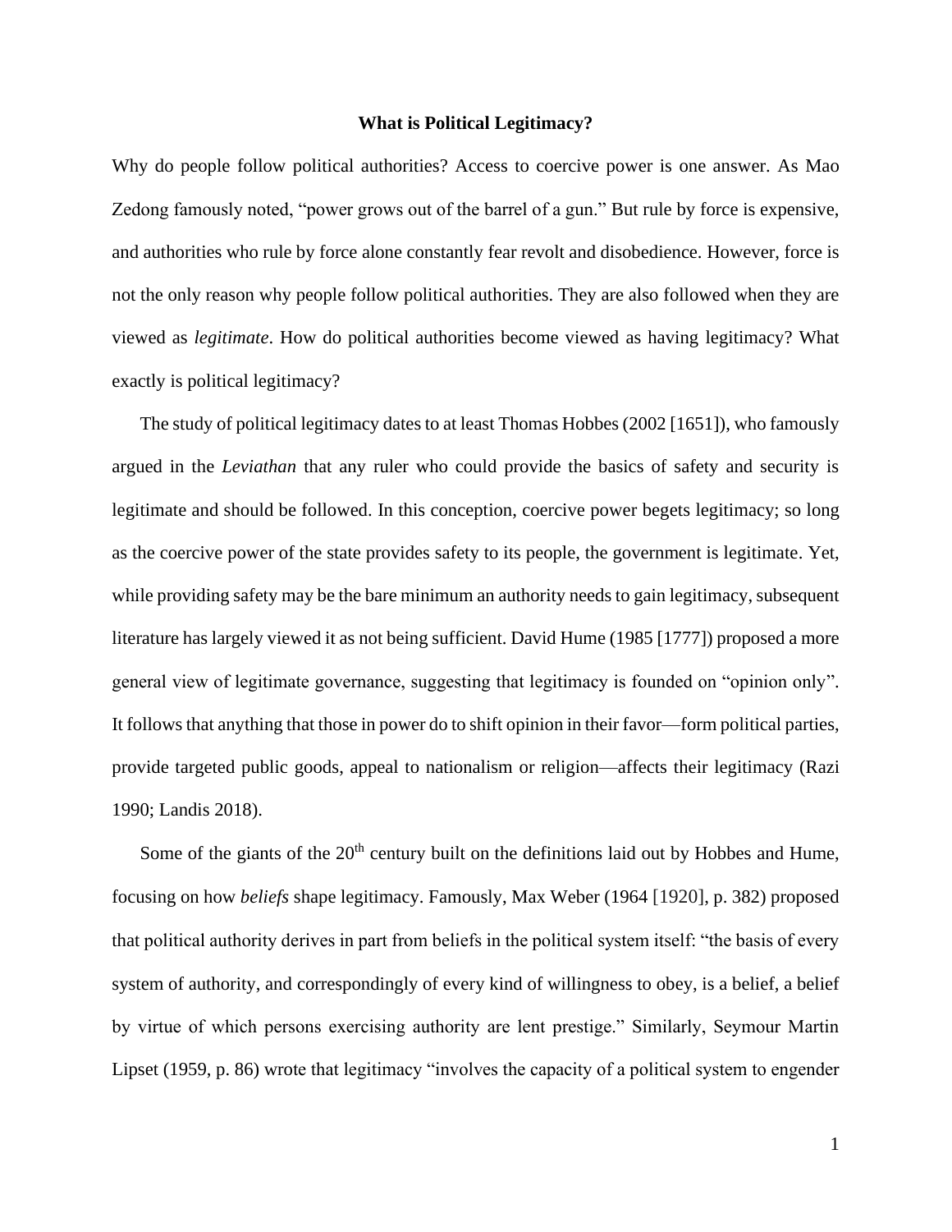**What is Political Legitimacy?**

Why do people follow political authorities? Access to coercive power is one answer. As Mao Zedong famously noted, "power grows out of the barrel of a gun." But rule by force is expensive, and authorities who rule by force alone constantly fear revolt and disobedience. However, force is not the only reason why people follow political authorities. They are also followed when they are viewed as *legitimate*. How do political authorities become viewed as having legitimacy? What exactly is political legitimacy?

The study of political legitimacy dates to at least Thomas Hobbes (2002 [1651]), who famously argued in the *Leviathan* that any ruler who could provide the basics of safety and security is legitimate and should be followed. In this conception, coercive power begets legitimacy; so long as the coercive power of the state provides safety to its people, the government is legitimate. Yet, while providing safety may be the bare minimum an authority needs to gain legitimacy, subsequent literature has largely viewed it as not being sufficient. David Hume (1985 [1777]) proposed a more general view of legitimate governance, suggesting that legitimacy is founded on "opinion only". It follows that anything that those in power do to shift opinion in their favor—form political parties, provide targeted public goods, appeal to nationalism or religion—affects their legitimacy (Razi 1990; Landis 2018).

Some of the giants of the 20th century built on the definitions laid out by Hobbes and Hume, focusing on how *beliefs* shape legitimacy. Famously, Max Weber (1964 [1920], p. 382) proposed that political authority derives in part from beliefs in the political system itself: "the basis of every system of authority, and correspondingly of every kind of willingness to obey, is a belief, a belief by virtue of which persons exercising authority are lent prestige." Similarly, Seymour Martin Lipset (1959, p. 86) wrote that legitimacy "involves the capacity of a political system to engender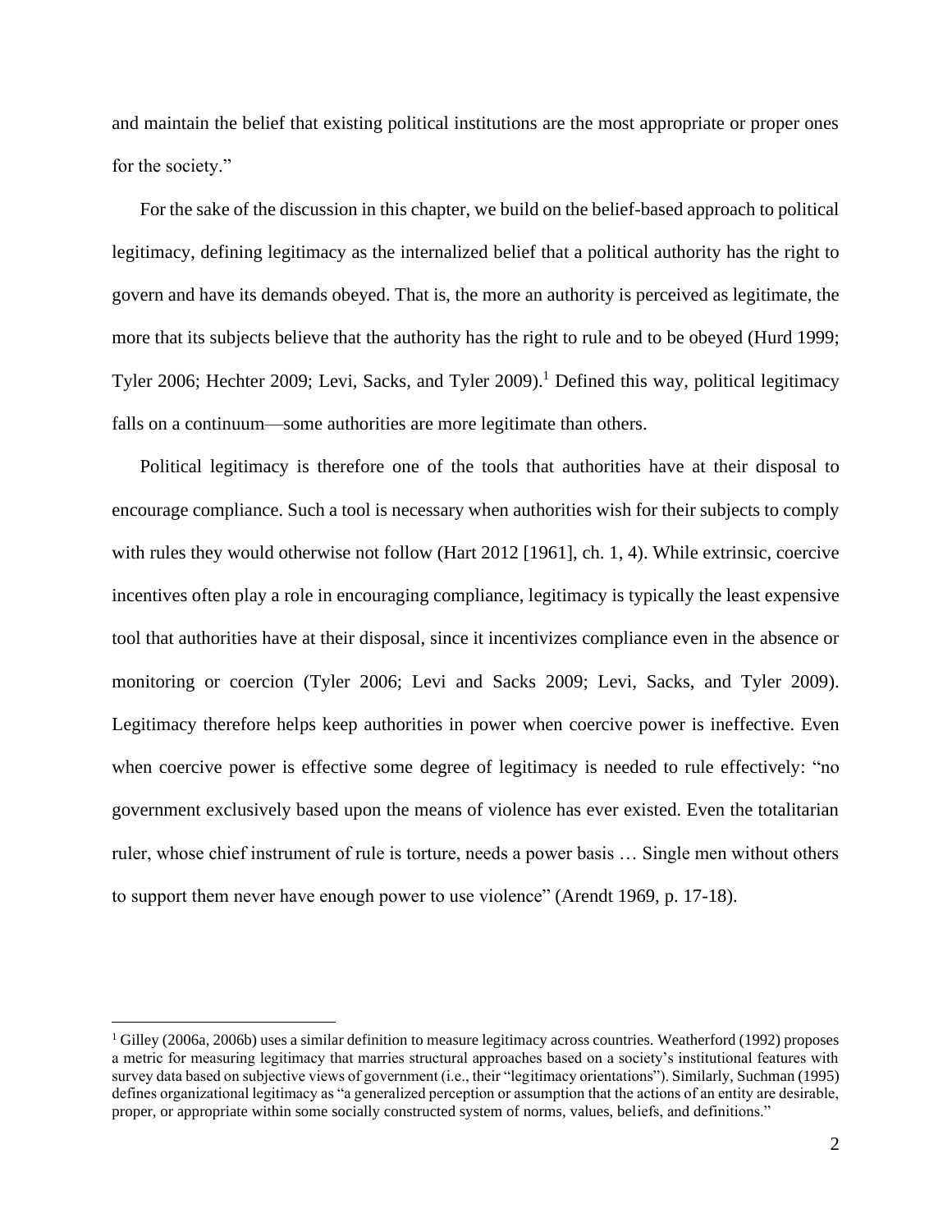and maintain the belief that existing political institutions are the most appropriate or proper ones for the society."

For the sake of the discussion in this chapter, we build on the belief-based approach to political legitimacy, defining legitimacy as the internalized belief that a political authority has the right to govern and have its demands obeyed. That is, the more an authority is perceived as legitimate, the more that its subjects believe that the authority has the right to rule and to be obeyed (Hurd 1999; Tyler 2006; Hechter 2009; Levi, Sacks, and Tyler 2009).[1] Defined this way, political legitimacy falls on a continuum—some authorities are more legitimate than others.

Political legitimacy is therefore one of the tools that authorities have at their disposal to encourage compliance. Such a tool is necessary when authorities wish for their subjects to comply with rules they would otherwise not follow (Hart 2012 [1961], ch. 1, 4). While extrinsic, coercive incentives often play a role in encouraging compliance, legitimacy is typically the least expensive tool that authorities have at their disposal, since it incentivizes compliance even in the absence or monitoring or coercion (Tyler 2006; Levi and Sacks 2009; Levi, Sacks, and Tyler 2009). Legitimacy therefore helps keep authorities in power when coercive power is ineffective. Even when coercive power is effective some degree of legitimacy is needed to rule effectively: "no government exclusively based upon the means of violence has ever existed. Even the totalitarian ruler, whose chief instrument of rule is torture, needs a power basis … Single men without others to support them never have enough power to use violence" (Arendt 1969, p. 17-18).

[1] Gilley (2006a, 2006b) uses a similar definition to measure legitimacy across countries. Weatherford (1992) proposes a metric for measuring legitimacy that marries structural approaches based on a society's institutional features with survey data based on subjective views of government (i.e., their "legitimacy orientations"). Similarly, Suchman (1995) defines organizational legitimacy as "a generalized perception or assumption that the actions of an entity are desirable, proper, or appropriate within some socially constructed system of norms, values, beliefs, and definitions."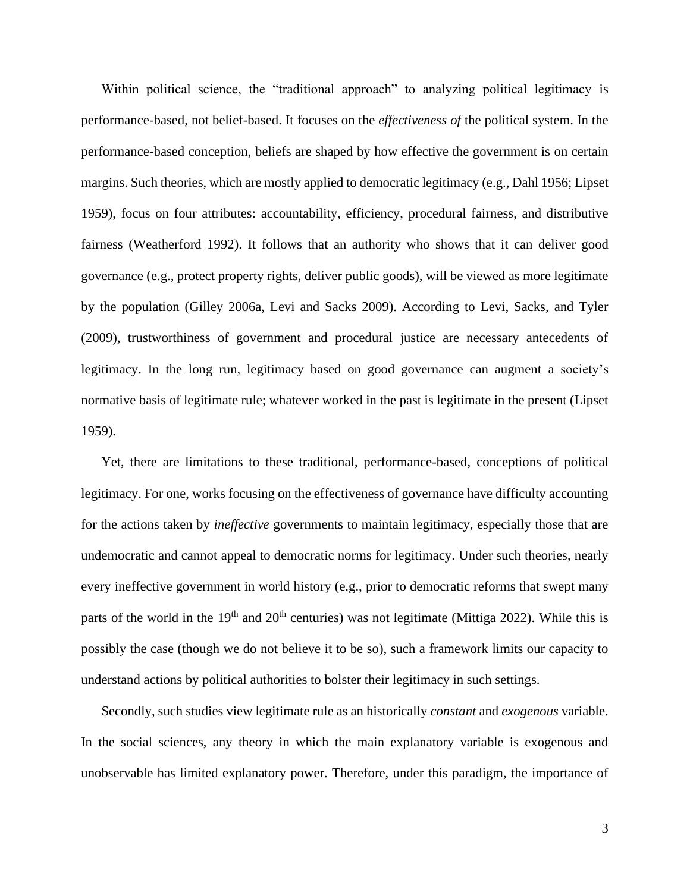Within political science, the "traditional approach" to analyzing political legitimacy is performance-based, not belief-based. It focuses on the *effectiveness of* the political system. In the performance-based conception, beliefs are shaped by how effective the government is on certain margins. Such theories, which are mostly applied to democratic legitimacy (e.g., Dahl 1956; Lipset 1959), focus on four attributes: accountability, efficiency, procedural fairness, and distributive fairness (Weatherford 1992). It follows that an authority who shows that it can deliver good governance (e.g., protect property rights, deliver public goods), will be viewed as more legitimate by the population (Gilley 2006a, Levi and Sacks 2009). According to Levi, Sacks, and Tyler (2009), trustworthiness of government and procedural justice are necessary antecedents of legitimacy. In the long run, legitimacy based on good governance can augment a society's normative basis of legitimate rule; whatever worked in the past is legitimate in the present (Lipset 1959).

Yet, there are limitations to these traditional, performance-based, conceptions of political legitimacy. For one, works focusing on the effectiveness of governance have difficulty accounting for the actions taken by *ineffective* governments to maintain legitimacy, especially those that are undemocratic and cannot appeal to democratic norms for legitimacy. Under such theories, nearly every ineffective government in world history (e.g., prior to democratic reforms that swept many parts of the world in the 19th and 20th centuries) was not legitimate (Mittiga 2022). While this is possibly the case (though we do not believe it to be so), such a framework limits our capacity to understand actions by political authorities to bolster their legitimacy in such settings.

Secondly, such studies view legitimate rule as an historically *constant* and *exogenous* variable. In the social sciences, any theory in which the main explanatory variable is exogenous and unobservable has limited explanatory power. Therefore, under this paradigm, the importance of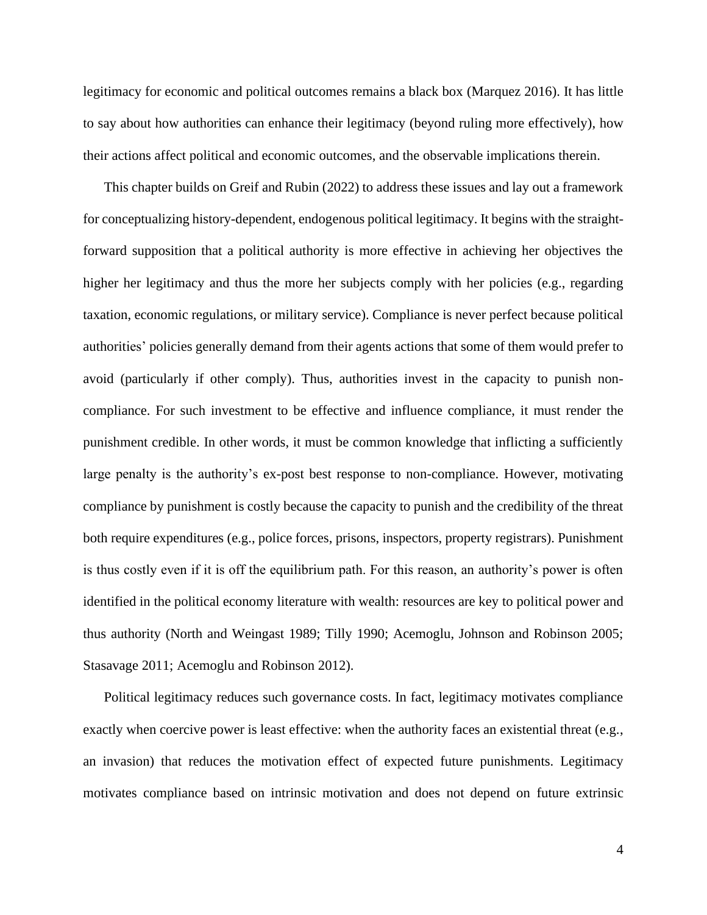legitimacy for economic and political outcomes remains a black box (Marquez 2016). It has little to say about how authorities can enhance their legitimacy (beyond ruling more effectively), how their actions affect political and economic outcomes, and the observable implications therein.

This chapter builds on Greif and Rubin (2022) to address these issues and lay out a framework for conceptualizing history-dependent, endogenous political legitimacy. It begins with the straightforward supposition that a political authority is more effective in achieving her objectives the higher her legitimacy and thus the more her subjects comply with her policies (e.g., regarding taxation, economic regulations, or military service). Compliance is never perfect because political authorities' policies generally demand from their agents actions that some of them would prefer to avoid (particularly if other comply). Thus, authorities invest in the capacity to punish non-compliance. For such investment to be effective and influence compliance, it must render the punishment credible. In other words, it must be common knowledge that inflicting a sufficiently large penalty is the authority's ex-post best response to non-compliance. However, motivating compliance by punishment is costly because the capacity to punish and the credibility of the threat both require expenditures (e.g., police forces, prisons, inspectors, property registrars). Punishment is thus costly even if it is off the equilibrium path. For this reason, an authority's power is often identified in the political economy literature with wealth: resources are key to political power and thus authority (North and Weingast 1989; Tilly 1990; Acemoglu, Johnson and Robinson 2005; Stasavage 2011; Acemoglu and Robinson 2012).

Political legitimacy reduces such governance costs. In fact, legitimacy motivates compliance exactly when coercive power is least effective: when the authority faces an existential threat (e.g., an invasion) that reduces the motivation effect of expected future punishments. Legitimacy motivates compliance based on intrinsic motivation and does not depend on future extrinsic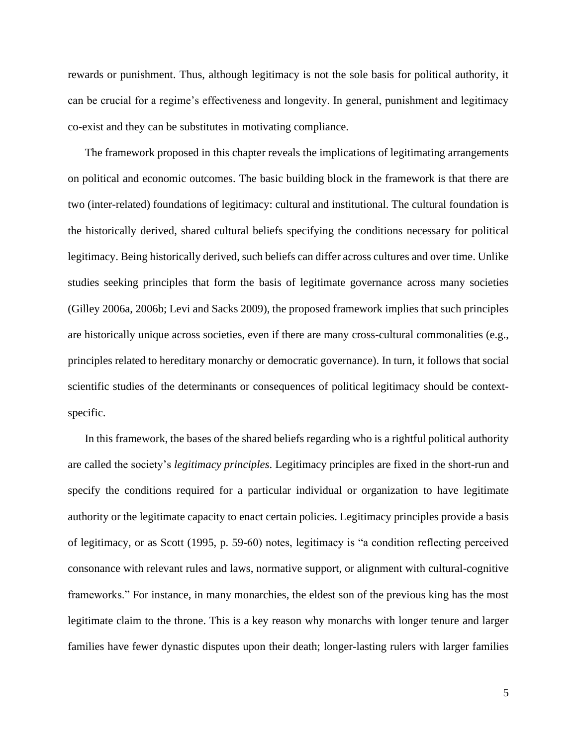rewards or punishment. Thus, although legitimacy is not the sole basis for political authority, it can be crucial for a regime's effectiveness and longevity. In general, punishment and legitimacy co-exist and they can be substitutes in motivating compliance.

The framework proposed in this chapter reveals the implications of legitimating arrangements on political and economic outcomes. The basic building block in the framework is that there are two (inter-related) foundations of legitimacy: cultural and institutional. The cultural foundation is the historically derived, shared cultural beliefs specifying the conditions necessary for political legitimacy. Being historically derived, such beliefs can differ across cultures and over time. Unlike studies seeking principles that form the basis of legitimate governance across many societies (Gilley 2006a, 2006b; Levi and Sacks 2009), the proposed framework implies that such principles are historically unique across societies, even if there are many cross-cultural commonalities (e.g., principles related to hereditary monarchy or democratic governance). In turn, it follows that social scientific studies of the determinants or consequences of political legitimacy should be context-specific.

In this framework, the bases of the shared beliefs regarding who is a rightful political authority are called the society's *legitimacy principles*. Legitimacy principles are fixed in the short-run and specify the conditions required for a particular individual or organization to have legitimate authority or the legitimate capacity to enact certain policies. Legitimacy principles provide a basis of legitimacy, or as Scott (1995, p. 59-60) notes, legitimacy is "a condition reflecting perceived consonance with relevant rules and laws, normative support, or alignment with cultural-cognitive frameworks." For instance, in many monarchies, the eldest son of the previous king has the most legitimate claim to the throne. This is a key reason why monarchs with longer tenure and larger families have fewer dynastic disputes upon their death; longer-lasting rulers with larger families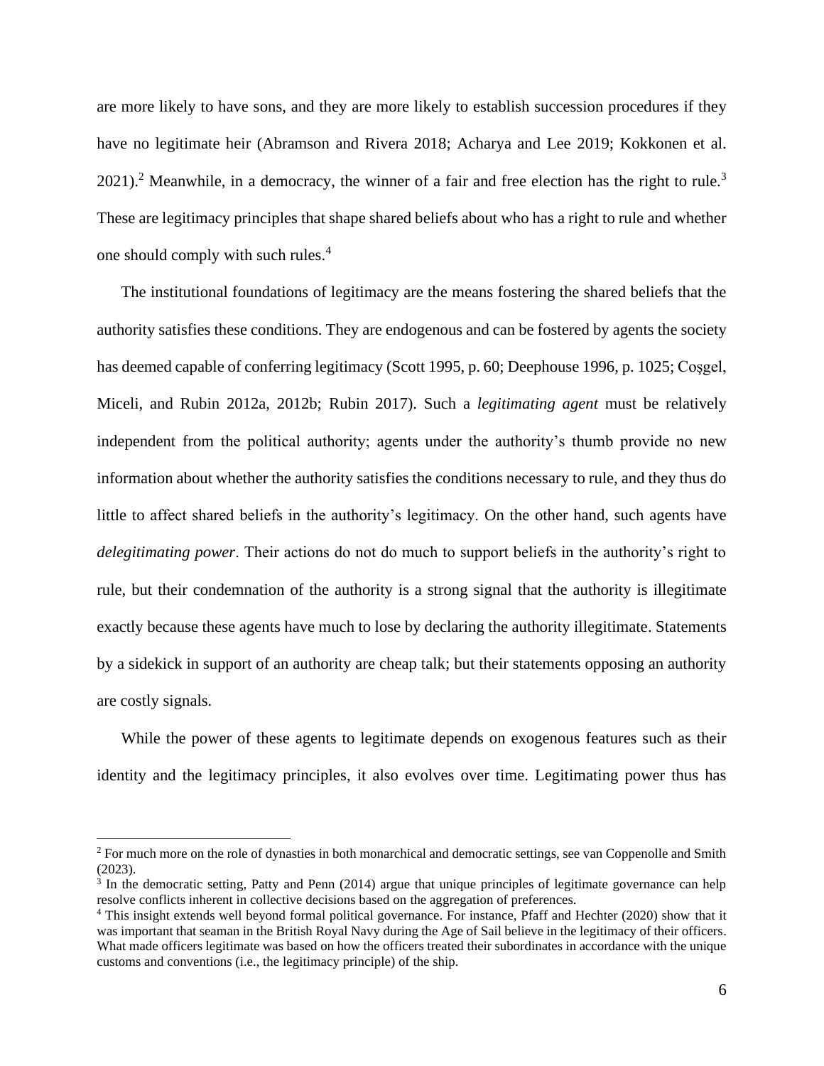are more likely to have sons, and they are more likely to establish succession procedures if they have no legitimate heir (Abramson and Rivera 2018; Acharya and Lee 2019; Kokkonen et al. 2021).[2] Meanwhile, in a democracy, the winner of a fair and free election has the right to rule.[3] These are legitimacy principles that shape shared beliefs about who has a right to rule and whether one should comply with such rules.[4]

The institutional foundations of legitimacy are the means fostering the shared beliefs that the authority satisfies these conditions. They are endogenous and can be fostered by agents the society has deemed capable of conferring legitimacy (Scott 1995, p. 60; Deephouse 1996, p. 1025; Coşgel, Miceli, and Rubin 2012a, 2012b; Rubin 2017). Such a *legitimating agent* must be relatively independent from the political authority; agents under the authority's thumb provide no new information about whether the authority satisfies the conditions necessary to rule, and they thus do little to affect shared beliefs in the authority's legitimacy. On the other hand, such agents have *delegitimating power*. Their actions do not do much to support beliefs in the authority's right to rule, but their condemnation of the authority is a strong signal that the authority is illegitimate exactly because these agents have much to lose by declaring the authority illegitimate. Statements by a sidekick in support of an authority are cheap talk; but their statements opposing an authority are costly signals.

While the power of these agents to legitimate depends on exogenous features such as their identity and the legitimacy principles, it also evolves over time. Legitimating power thus has

---

[2] For much more on the role of dynasties in both monarchical and democratic settings, see van Coppenolle and Smith (2023).

[3] In the democratic setting, Patty and Penn (2014) argue that unique principles of legitimate governance can help resolve conflicts inherent in collective decisions based on the aggregation of preferences.

[4] This insight extends well beyond formal political governance. For instance, Pfaff and Hechter (2020) show that it was important that seaman in the British Royal Navy during the Age of Sail believe in the legitimacy of their officers. What made officers legitimate was based on how the officers treated their subordinates in accordance with the unique customs and conventions (i.e., the legitimacy principle) of the ship.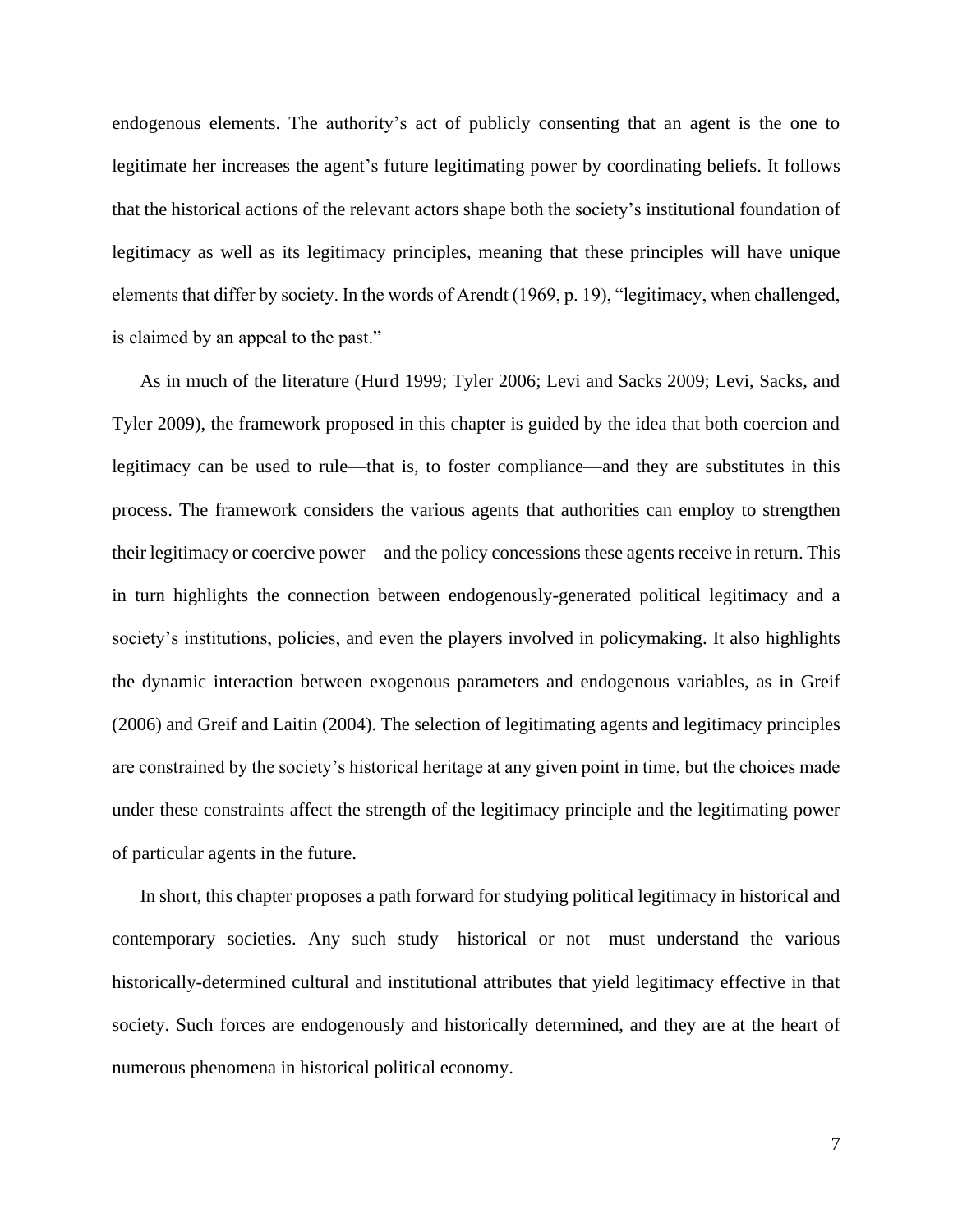endogenous elements. The authority's act of publicly consenting that an agent is the one to legitimate her increases the agent's future legitimating power by coordinating beliefs. It follows that the historical actions of the relevant actors shape both the society's institutional foundation of legitimacy as well as its legitimacy principles, meaning that these principles will have unique elements that differ by society. In the words of Arendt (1969, p. 19), "legitimacy, when challenged, is claimed by an appeal to the past."

As in much of the literature (Hurd 1999; Tyler 2006; Levi and Sacks 2009; Levi, Sacks, and Tyler 2009), the framework proposed in this chapter is guided by the idea that both coercion and legitimacy can be used to rule—that is, to foster compliance—and they are substitutes in this process. The framework considers the various agents that authorities can employ to strengthen their legitimacy or coercive power—and the policy concessions these agents receive in return. This in turn highlights the connection between endogenously-generated political legitimacy and a society's institutions, policies, and even the players involved in policymaking. It also highlights the dynamic interaction between exogenous parameters and endogenous variables, as in Greif (2006) and Greif and Laitin (2004). The selection of legitimating agents and legitimacy principles are constrained by the society's historical heritage at any given point in time, but the choices made under these constraints affect the strength of the legitimacy principle and the legitimating power of particular agents in the future.

In short, this chapter proposes a path forward for studying political legitimacy in historical and contemporary societies. Any such study—historical or not—must understand the various historically-determined cultural and institutional attributes that yield legitimacy effective in that society. Such forces are endogenously and historically determined, and they are at the heart of numerous phenomena in historical political economy.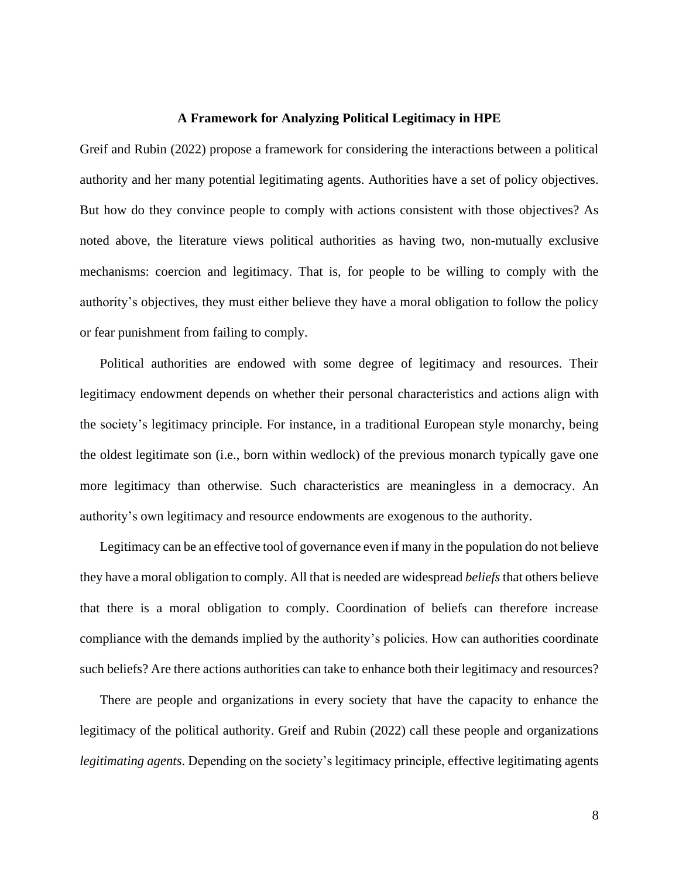## A Framework for Analyzing Political Legitimacy in HPE

Greif and Rubin (2022) propose a framework for considering the interactions between a political authority and her many potential legitimating agents. Authorities have a set of policy objectives. But how do they convince people to comply with actions consistent with those objectives? As noted above, the literature views political authorities as having two, non-mutually exclusive mechanisms: coercion and legitimacy. That is, for people to be willing to comply with the authority's objectives, they must either believe they have a moral obligation to follow the policy or fear punishment from failing to comply.

Political authorities are endowed with some degree of legitimacy and resources. Their legitimacy endowment depends on whether their personal characteristics and actions align with the society's legitimacy principle. For instance, in a traditional European style monarchy, being the oldest legitimate son (i.e., born within wedlock) of the previous monarch typically gave one more legitimacy than otherwise. Such characteristics are meaningless in a democracy. An authority's own legitimacy and resource endowments are exogenous to the authority.

Legitimacy can be an effective tool of governance even if many in the population do not believe they have a moral obligation to comply. All that is needed are widespread *beliefs* that others believe that there is a moral obligation to comply. Coordination of beliefs can therefore increase compliance with the demands implied by the authority's policies. How can authorities coordinate such beliefs? Are there actions authorities can take to enhance both their legitimacy and resources?

There are people and organizations in every society that have the capacity to enhance the legitimacy of the political authority. Greif and Rubin (2022) call these people and organizations *legitimating agents*. Depending on the society's legitimacy principle, effective legitimating agents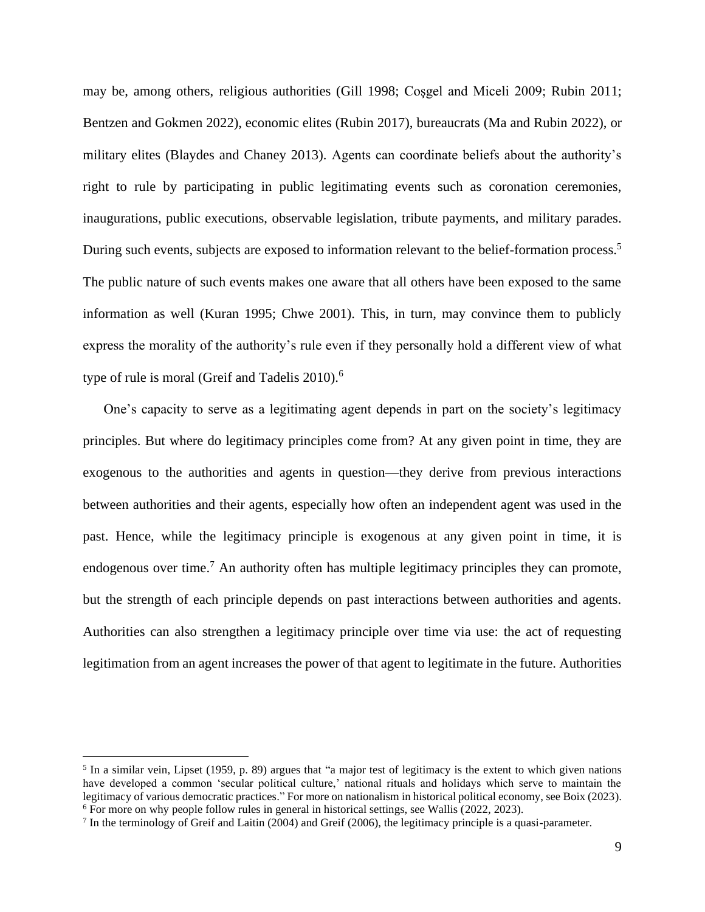may be, among others, religious authorities (Gill 1998; Coşgel and Miceli 2009; Rubin 2011; Bentzen and Gokmen 2022), economic elites (Rubin 2017), bureaucrats (Ma and Rubin 2022), or military elites (Blaydes and Chaney 2013). Agents can coordinate beliefs about the authority's right to rule by participating in public legitimating events such as coronation ceremonies, inaugurations, public executions, observable legislation, tribute payments, and military parades. During such events, subjects are exposed to information relevant to the belief-formation process.[5] The public nature of such events makes one aware that all others have been exposed to the same information as well (Kuran 1995; Chwe 2001). This, in turn, may convince them to publicly express the morality of the authority's rule even if they personally hold a different view of what type of rule is moral (Greif and Tadelis 2010).[6]

One's capacity to serve as a legitimating agent depends in part on the society's legitimacy principles. But where do legitimacy principles come from? At any given point in time, they are exogenous to the authorities and agents in question—they derive from previous interactions between authorities and their agents, especially how often an independent agent was used in the past. Hence, while the legitimacy principle is exogenous at any given point in time, it is endogenous over time.[7] An authority often has multiple legitimacy principles they can promote, but the strength of each principle depends on past interactions between authorities and agents. Authorities can also strengthen a legitimacy principle over time via use: the act of requesting legitimation from an agent increases the power of that agent to legitimate in the future. Authorities

[5] In a similar vein, Lipset (1959, p. 89) argues that "a major test of legitimacy is the extent to which given nations have developed a common 'secular political culture,' national rituals and holidays which serve to maintain the legitimacy of various democratic practices." For more on nationalism in historical political economy, see Boix (2023).

[6] For more on why people follow rules in general in historical settings, see Wallis (2022, 2023).

[7] In the terminology of Greif and Laitin (2004) and Greif (2006), the legitimacy principle is a quasi-parameter.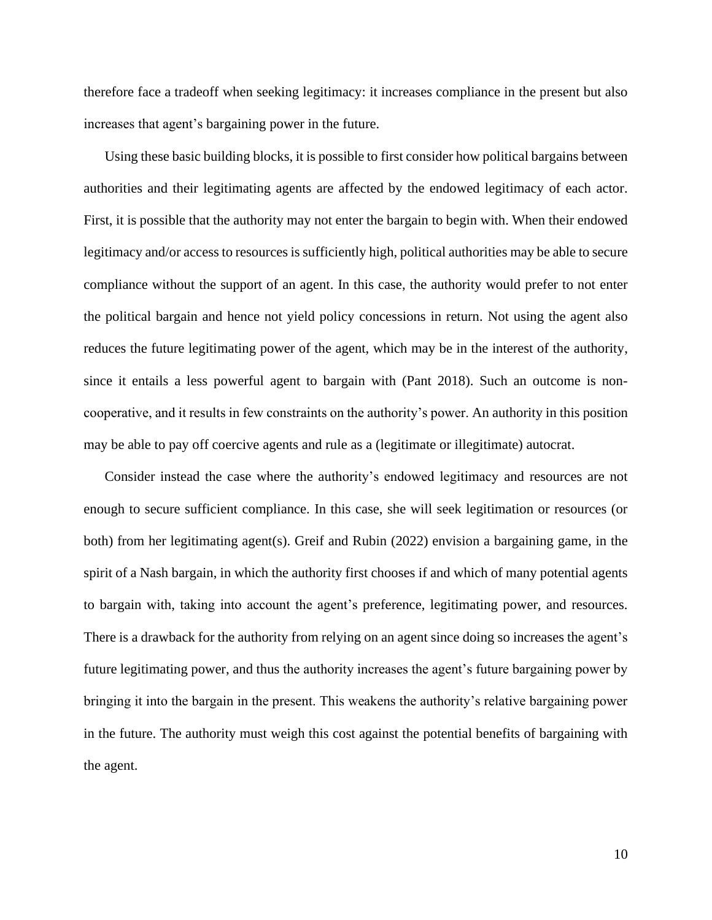therefore face a tradeoff when seeking legitimacy: it increases compliance in the present but also increases that agent's bargaining power in the future.

Using these basic building blocks, it is possible to first consider how political bargains between authorities and their legitimating agents are affected by the endowed legitimacy of each actor. First, it is possible that the authority may not enter the bargain to begin with. When their endowed legitimacy and/or access to resources is sufficiently high, political authorities may be able to secure compliance without the support of an agent. In this case, the authority would prefer to not enter the political bargain and hence not yield policy concessions in return. Not using the agent also reduces the future legitimating power of the agent, which may be in the interest of the authority, since it entails a less powerful agent to bargain with (Pant 2018). Such an outcome is non-cooperative, and it results in few constraints on the authority's power. An authority in this position may be able to pay off coercive agents and rule as a (legitimate or illegitimate) autocrat.

Consider instead the case where the authority's endowed legitimacy and resources are not enough to secure sufficient compliance. In this case, she will seek legitimation or resources (or both) from her legitimating agent(s). Greif and Rubin (2022) envision a bargaining game, in the spirit of a Nash bargain, in which the authority first chooses if and which of many potential agents to bargain with, taking into account the agent's preference, legitimating power, and resources. There is a drawback for the authority from relying on an agent since doing so increases the agent's future legitimating power, and thus the authority increases the agent's future bargaining power by bringing it into the bargain in the present. This weakens the authority's relative bargaining power in the future. The authority must weigh this cost against the potential benefits of bargaining with the agent.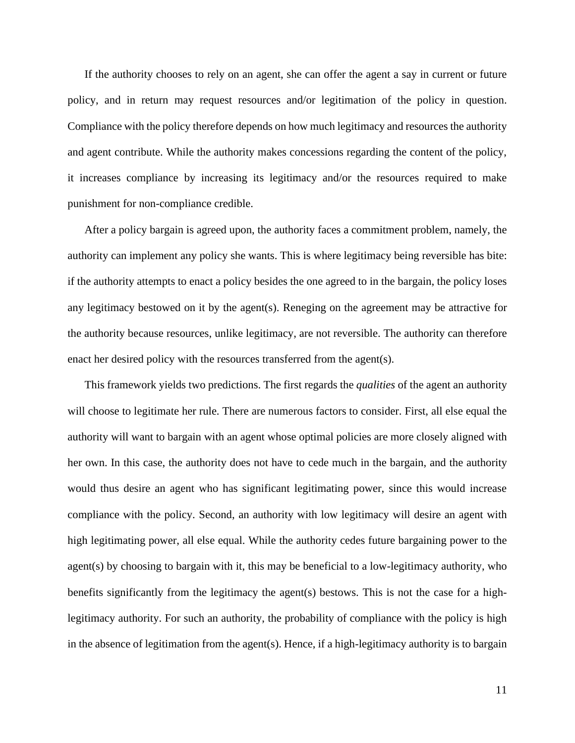If the authority chooses to rely on an agent, she can offer the agent a say in current or future policy, and in return may request resources and/or legitimation of the policy in question. Compliance with the policy therefore depends on how much legitimacy and resources the authority and agent contribute. While the authority makes concessions regarding the content of the policy, it increases compliance by increasing its legitimacy and/or the resources required to make punishment for non-compliance credible.

After a policy bargain is agreed upon, the authority faces a commitment problem, namely, the authority can implement any policy she wants. This is where legitimacy being reversible has bite: if the authority attempts to enact a policy besides the one agreed to in the bargain, the policy loses any legitimacy bestowed on it by the agent(s). Reneging on the agreement may be attractive for the authority because resources, unlike legitimacy, are not reversible. The authority can therefore enact her desired policy with the resources transferred from the agent(s).

This framework yields two predictions. The first regards the *qualities* of the agent an authority will choose to legitimate her rule. There are numerous factors to consider. First, all else equal the authority will want to bargain with an agent whose optimal policies are more closely aligned with her own. In this case, the authority does not have to cede much in the bargain, and the authority would thus desire an agent who has significant legitimating power, since this would increase compliance with the policy. Second, an authority with low legitimacy will desire an agent with high legitimating power, all else equal. While the authority cedes future bargaining power to the agent(s) by choosing to bargain with it, this may be beneficial to a low-legitimacy authority, who benefits significantly from the legitimacy the agent(s) bestows. This is not the case for a high-legitimacy authority. For such an authority, the probability of compliance with the policy is high in the absence of legitimation from the agent(s). Hence, if a high-legitimacy authority is to bargain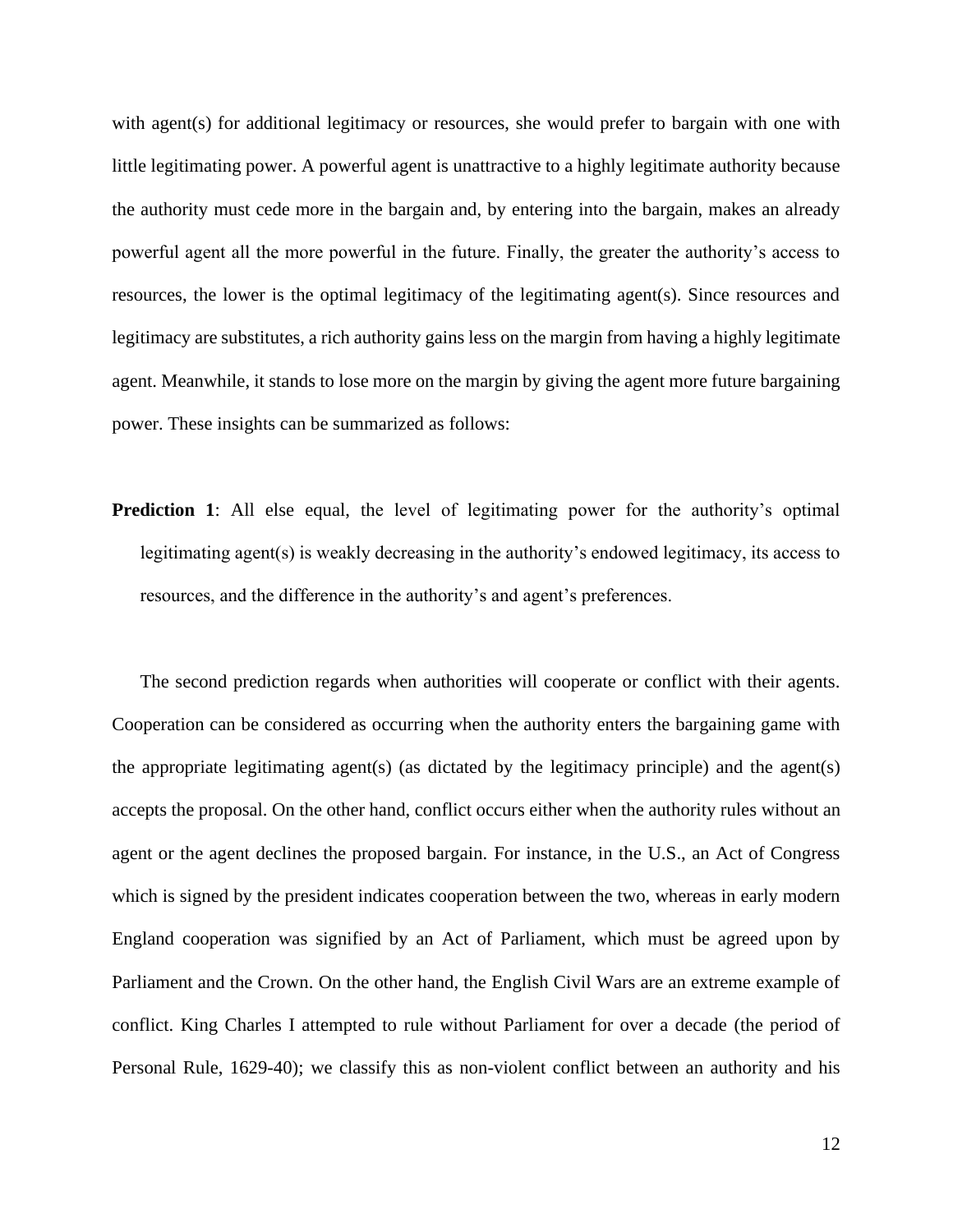with agent(s) for additional legitimacy or resources, she would prefer to bargain with one with little legitimating power. A powerful agent is unattractive to a highly legitimate authority because the authority must cede more in the bargain and, by entering into the bargain, makes an already powerful agent all the more powerful in the future. Finally, the greater the authority's access to resources, the lower is the optimal legitimacy of the legitimating agent(s). Since resources and legitimacy are substitutes, a rich authority gains less on the margin from having a highly legitimate agent. Meanwhile, it stands to lose more on the margin by giving the agent more future bargaining power. These insights can be summarized as follows:

**Prediction 1**: All else equal, the level of legitimating power for the authority's optimal legitimating agent(s) is weakly decreasing in the authority's endowed legitimacy, its access to resources, and the difference in the authority's and agent's preferences.

The second prediction regards when authorities will cooperate or conflict with their agents. Cooperation can be considered as occurring when the authority enters the bargaining game with the appropriate legitimating agent(s) (as dictated by the legitimacy principle) and the agent(s) accepts the proposal. On the other hand, conflict occurs either when the authority rules without an agent or the agent declines the proposed bargain. For instance, in the U.S., an Act of Congress which is signed by the president indicates cooperation between the two, whereas in early modern England cooperation was signified by an Act of Parliament, which must be agreed upon by Parliament and the Crown. On the other hand, the English Civil Wars are an extreme example of conflict. King Charles I attempted to rule without Parliament for over a decade (the period of Personal Rule, 1629-40); we classify this as non-violent conflict between an authority and his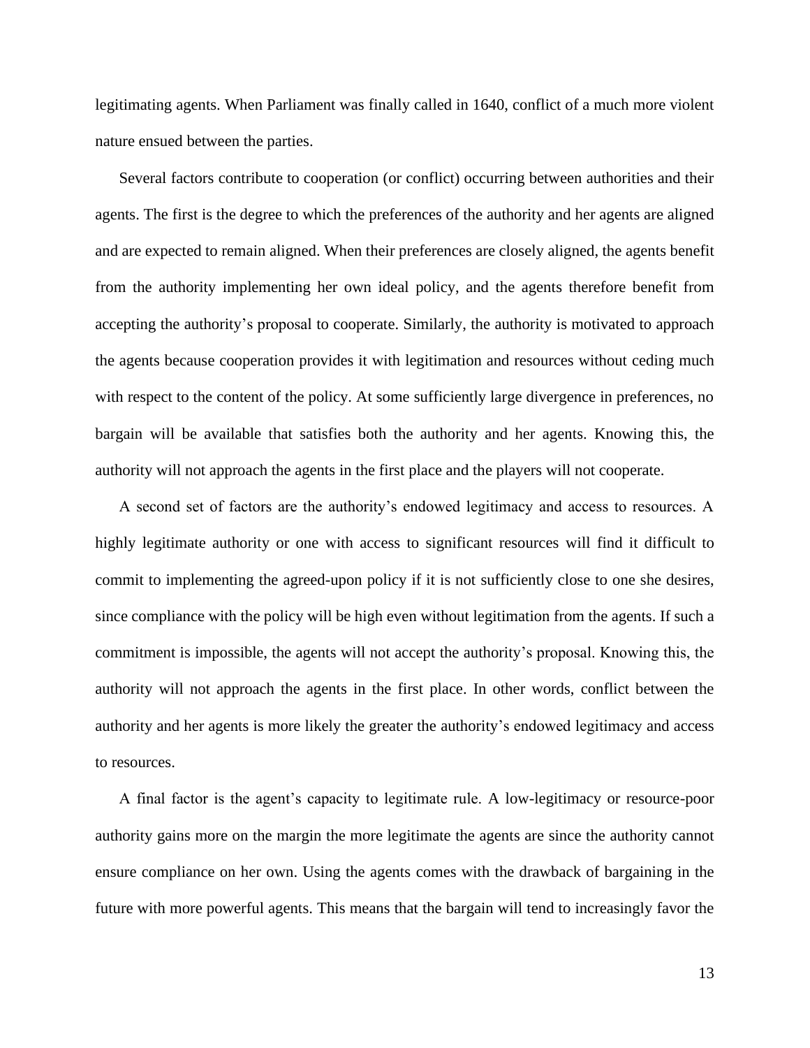legitimating agents. When Parliament was finally called in 1640, conflict of a much more violent nature ensued between the parties.

Several factors contribute to cooperation (or conflict) occurring between authorities and their agents. The first is the degree to which the preferences of the authority and her agents are aligned and are expected to remain aligned. When their preferences are closely aligned, the agents benefit from the authority implementing her own ideal policy, and the agents therefore benefit from accepting the authority's proposal to cooperate. Similarly, the authority is motivated to approach the agents because cooperation provides it with legitimation and resources without ceding much with respect to the content of the policy. At some sufficiently large divergence in preferences, no bargain will be available that satisfies both the authority and her agents. Knowing this, the authority will not approach the agents in the first place and the players will not cooperate.

A second set of factors are the authority's endowed legitimacy and access to resources. A highly legitimate authority or one with access to significant resources will find it difficult to commit to implementing the agreed-upon policy if it is not sufficiently close to one she desires, since compliance with the policy will be high even without legitimation from the agents. If such a commitment is impossible, the agents will not accept the authority's proposal. Knowing this, the authority will not approach the agents in the first place. In other words, conflict between the authority and her agents is more likely the greater the authority's endowed legitimacy and access to resources.

A final factor is the agent's capacity to legitimate rule. A low-legitimacy or resource-poor authority gains more on the margin the more legitimate the agents are since the authority cannot ensure compliance on her own. Using the agents comes with the drawback of bargaining in the future with more powerful agents. This means that the bargain will tend to increasingly favor the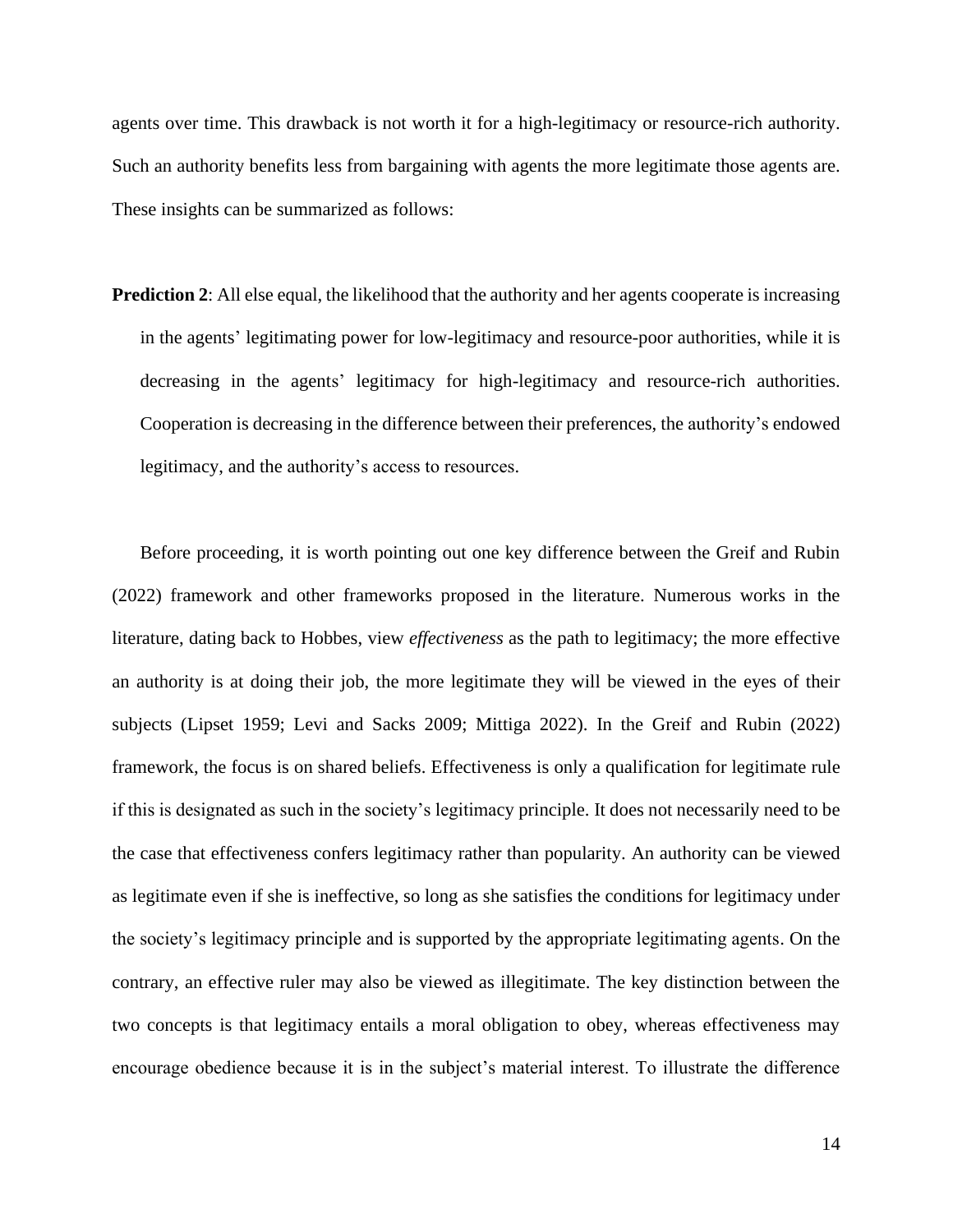agents over time. This drawback is not worth it for a high-legitimacy or resource-rich authority. Such an authority benefits less from bargaining with agents the more legitimate those agents are. These insights can be summarized as follows:

**Prediction 2**: All else equal, the likelihood that the authority and her agents cooperate is increasing in the agents' legitimating power for low-legitimacy and resource-poor authorities, while it is decreasing in the agents' legitimacy for high-legitimacy and resource-rich authorities. Cooperation is decreasing in the difference between their preferences, the authority's endowed legitimacy, and the authority's access to resources.

Before proceeding, it is worth pointing out one key difference between the Greif and Rubin (2022) framework and other frameworks proposed in the literature. Numerous works in the literature, dating back to Hobbes, view *effectiveness* as the path to legitimacy; the more effective an authority is at doing their job, the more legitimate they will be viewed in the eyes of their subjects (Lipset 1959; Levi and Sacks 2009; Mittiga 2022). In the Greif and Rubin (2022) framework, the focus is on shared beliefs. Effectiveness is only a qualification for legitimate rule if this is designated as such in the society's legitimacy principle. It does not necessarily need to be the case that effectiveness confers legitimacy rather than popularity. An authority can be viewed as legitimate even if she is ineffective, so long as she satisfies the conditions for legitimacy under the society's legitimacy principle and is supported by the appropriate legitimating agents. On the contrary, an effective ruler may also be viewed as illegitimate. The key distinction between the two concepts is that legitimacy entails a moral obligation to obey, whereas effectiveness may encourage obedience because it is in the subject's material interest. To illustrate the difference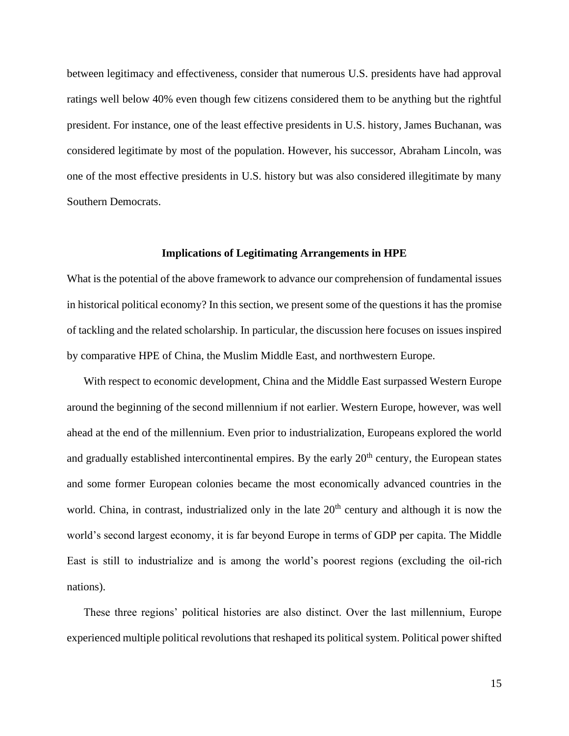between legitimacy and effectiveness, consider that numerous U.S. presidents have had approval ratings well below 40% even though few citizens considered them to be anything but the rightful president. For instance, one of the least effective presidents in U.S. history, James Buchanan, was considered legitimate by most of the population. However, his successor, Abraham Lincoln, was one of the most effective presidents in U.S. history but was also considered illegitimate by many Southern Democrats.

## Implications of Legitimating Arrangements in HPE

What is the potential of the above framework to advance our comprehension of fundamental issues in historical political economy? In this section, we present some of the questions it has the promise of tackling and the related scholarship. In particular, the discussion here focuses on issues inspired by comparative HPE of China, the Muslim Middle East, and northwestern Europe.

With respect to economic development, China and the Middle East surpassed Western Europe around the beginning of the second millennium if not earlier. Western Europe, however, was well ahead at the end of the millennium. Even prior to industrialization, Europeans explored the world and gradually established intercontinental empires. By the early 20th century, the European states and some former European colonies became the most economically advanced countries in the world. China, in contrast, industrialized only in the late 20th century and although it is now the world's second largest economy, it is far beyond Europe in terms of GDP per capita. The Middle East is still to industrialize and is among the world's poorest regions (excluding the oil-rich nations).

These three regions' political histories are also distinct. Over the last millennium, Europe experienced multiple political revolutions that reshaped its political system. Political power shifted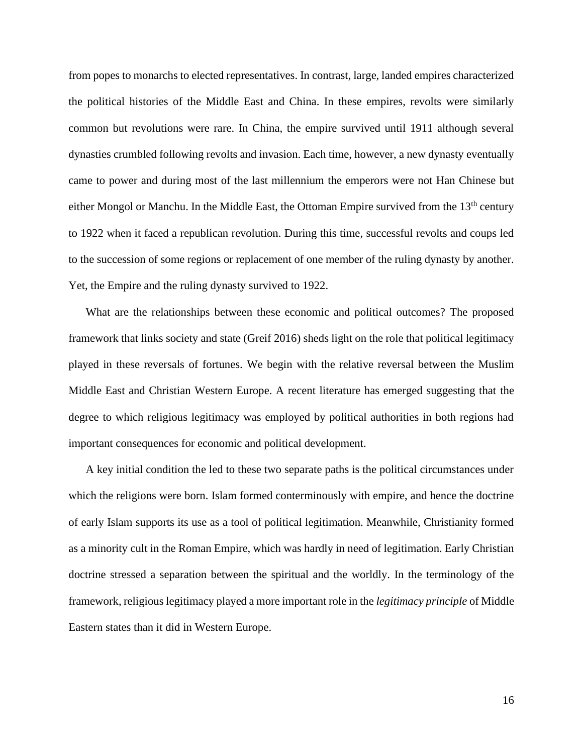from popes to monarchs to elected representatives. In contrast, large, landed empires characterized the political histories of the Middle East and China. In these empires, revolts were similarly common but revolutions were rare. In China, the empire survived until 1911 although several dynasties crumbled following revolts and invasion. Each time, however, a new dynasty eventually came to power and during most of the last millennium the emperors were not Han Chinese but either Mongol or Manchu. In the Middle East, the Ottoman Empire survived from the 13th century to 1922 when it faced a republican revolution. During this time, successful revolts and coups led to the succession of some regions or replacement of one member of the ruling dynasty by another. Yet, the Empire and the ruling dynasty survived to 1922.

What are the relationships between these economic and political outcomes? The proposed framework that links society and state (Greif 2016) sheds light on the role that political legitimacy played in these reversals of fortunes. We begin with the relative reversal between the Muslim Middle East and Christian Western Europe. A recent literature has emerged suggesting that the degree to which religious legitimacy was employed by political authorities in both regions had important consequences for economic and political development.

A key initial condition the led to these two separate paths is the political circumstances under which the religions were born. Islam formed conterminously with empire, and hence the doctrine of early Islam supports its use as a tool of political legitimation. Meanwhile, Christianity formed as a minority cult in the Roman Empire, which was hardly in need of legitimation. Early Christian doctrine stressed a separation between the spiritual and the worldly. In the terminology of the framework, religious legitimacy played a more important role in the *legitimacy principle* of Middle Eastern states than it did in Western Europe.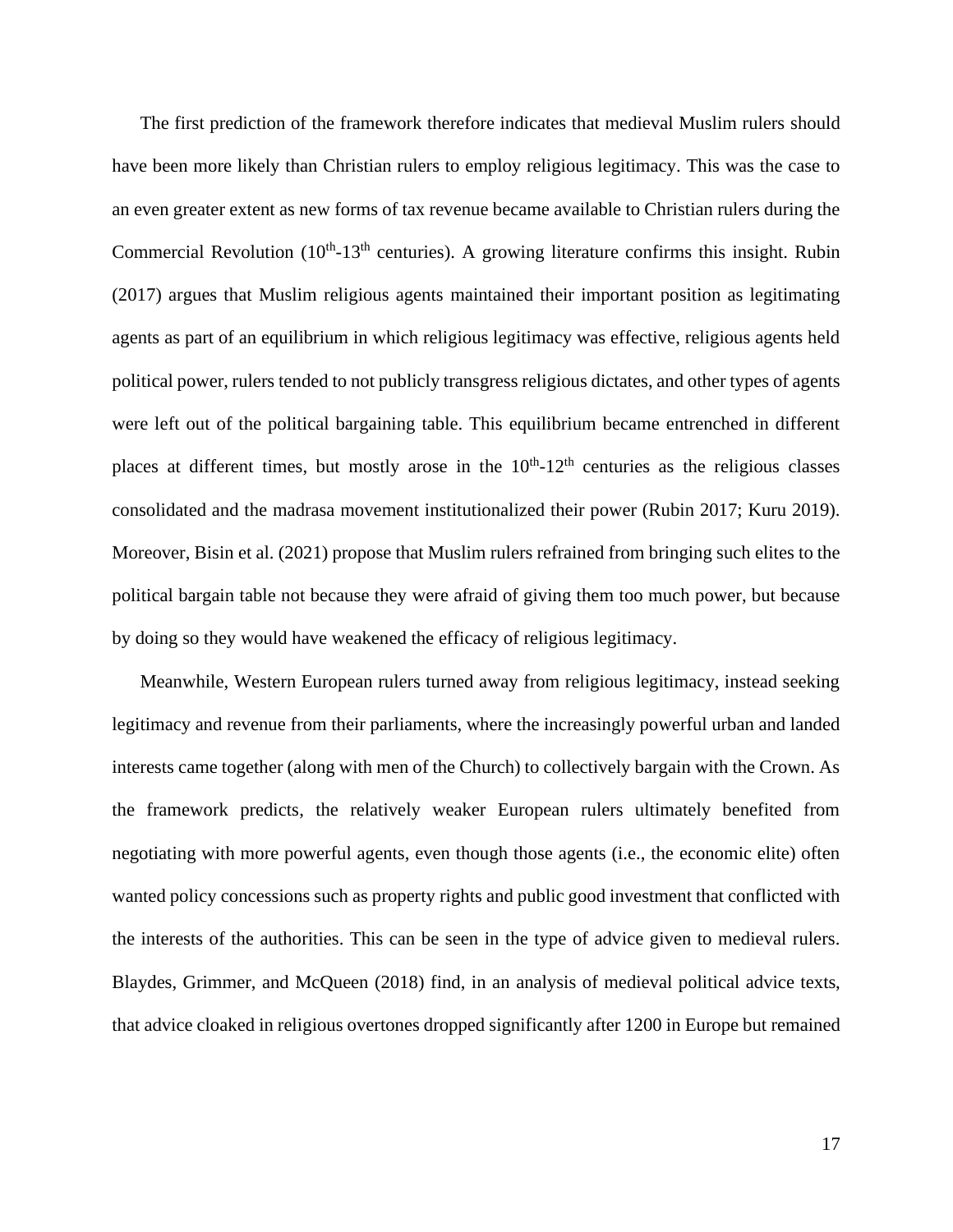The first prediction of the framework therefore indicates that medieval Muslim rulers should have been more likely than Christian rulers to employ religious legitimacy. This was the case to an even greater extent as new forms of tax revenue became available to Christian rulers during the Commercial Revolution ($10^{th}$-$13^{th}$ centuries). A growing literature confirms this insight. Rubin (2017) argues that Muslim religious agents maintained their important position as legitimating agents as part of an equilibrium in which religious legitimacy was effective, religious agents held political power, rulers tended to not publicly transgress religious dictates, and other types of agents were left out of the political bargaining table. This equilibrium became entrenched in different places at different times, but mostly arose in the $10^{th}$-$12^{th}$ centuries as the religious classes consolidated and the madrasa movement institutionalized their power (Rubin 2017; Kuru 2019). Moreover, Bisin et al. (2021) propose that Muslim rulers refrained from bringing such elites to the political bargain table not because they were afraid of giving them too much power, but because by doing so they would have weakened the efficacy of religious legitimacy.

Meanwhile, Western European rulers turned away from religious legitimacy, instead seeking legitimacy and revenue from their parliaments, where the increasingly powerful urban and landed interests came together (along with men of the Church) to collectively bargain with the Crown. As the framework predicts, the relatively weaker European rulers ultimately benefited from negotiating with more powerful agents, even though those agents (i.e., the economic elite) often wanted policy concessions such as property rights and public good investment that conflicted with the interests of the authorities. This can be seen in the type of advice given to medieval rulers. Blaydes, Grimmer, and McQueen (2018) find, in an analysis of medieval political advice texts, that advice cloaked in religious overtones dropped significantly after 1200 in Europe but remained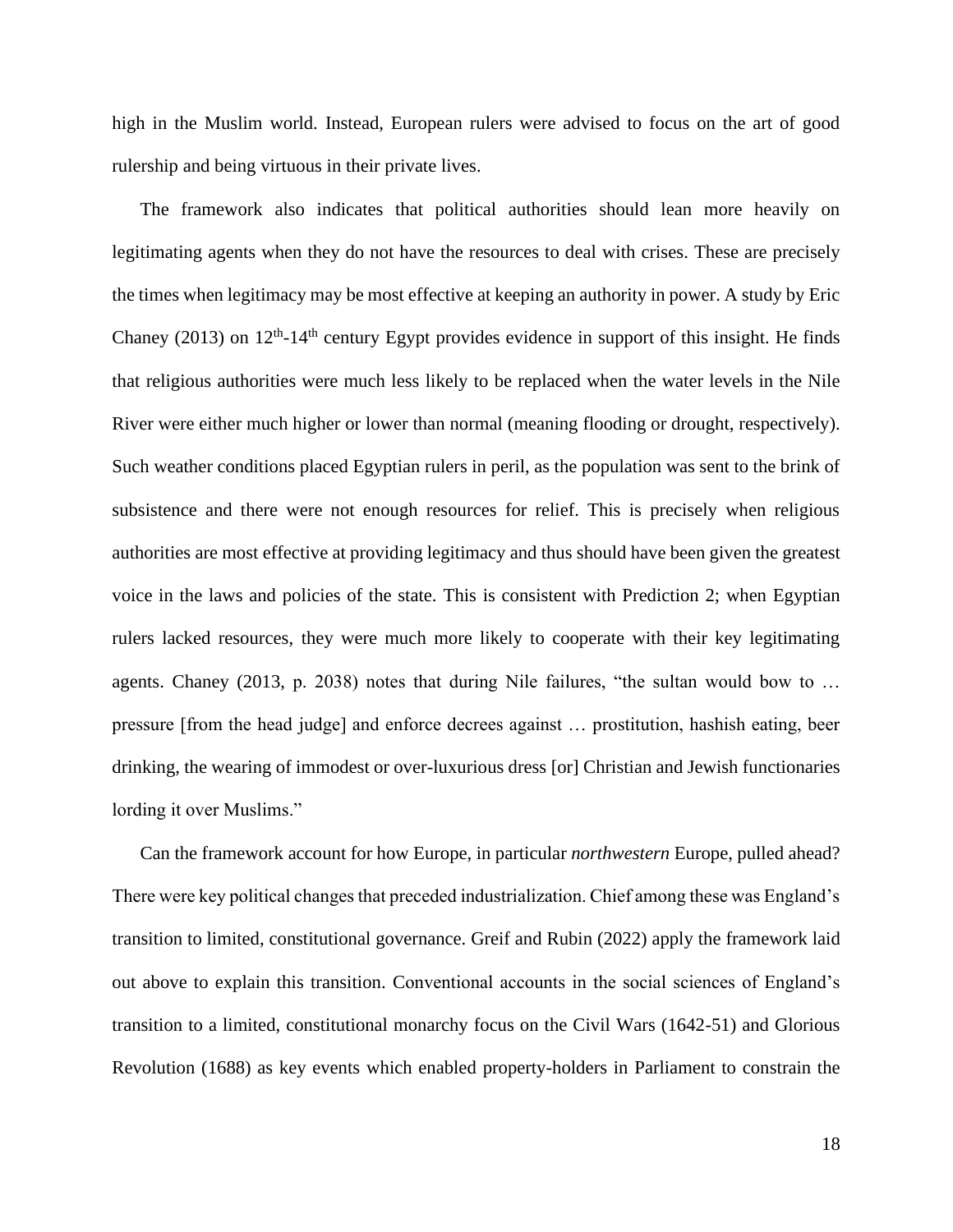high in the Muslim world. Instead, European rulers were advised to focus on the art of good rulership and being virtuous in their private lives.

The framework also indicates that political authorities should lean more heavily on legitimating agents when they do not have the resources to deal with crises. These are precisely the times when legitimacy may be most effective at keeping an authority in power. A study by Eric Chaney (2013) on 12th-14th century Egypt provides evidence in support of this insight. He finds that religious authorities were much less likely to be replaced when the water levels in the Nile River were either much higher or lower than normal (meaning flooding or drought, respectively). Such weather conditions placed Egyptian rulers in peril, as the population was sent to the brink of subsistence and there were not enough resources for relief. This is precisely when religious authorities are most effective at providing legitimacy and thus should have been given the greatest voice in the laws and policies of the state. This is consistent with Prediction 2; when Egyptian rulers lacked resources, they were much more likely to cooperate with their key legitimating agents. Chaney (2013, p. 2038) notes that during Nile failures, "the sultan would bow to … pressure [from the head judge] and enforce decrees against … prostitution, hashish eating, beer drinking, the wearing of immodest or over-luxurious dress [or] Christian and Jewish functionaries lording it over Muslims."

Can the framework account for how Europe, in particular *northwestern* Europe, pulled ahead? There were key political changes that preceded industrialization. Chief among these was England's transition to limited, constitutional governance. Greif and Rubin (2022) apply the framework laid out above to explain this transition. Conventional accounts in the social sciences of England's transition to a limited, constitutional monarchy focus on the Civil Wars (1642-51) and Glorious Revolution (1688) as key events which enabled property-holders in Parliament to constrain the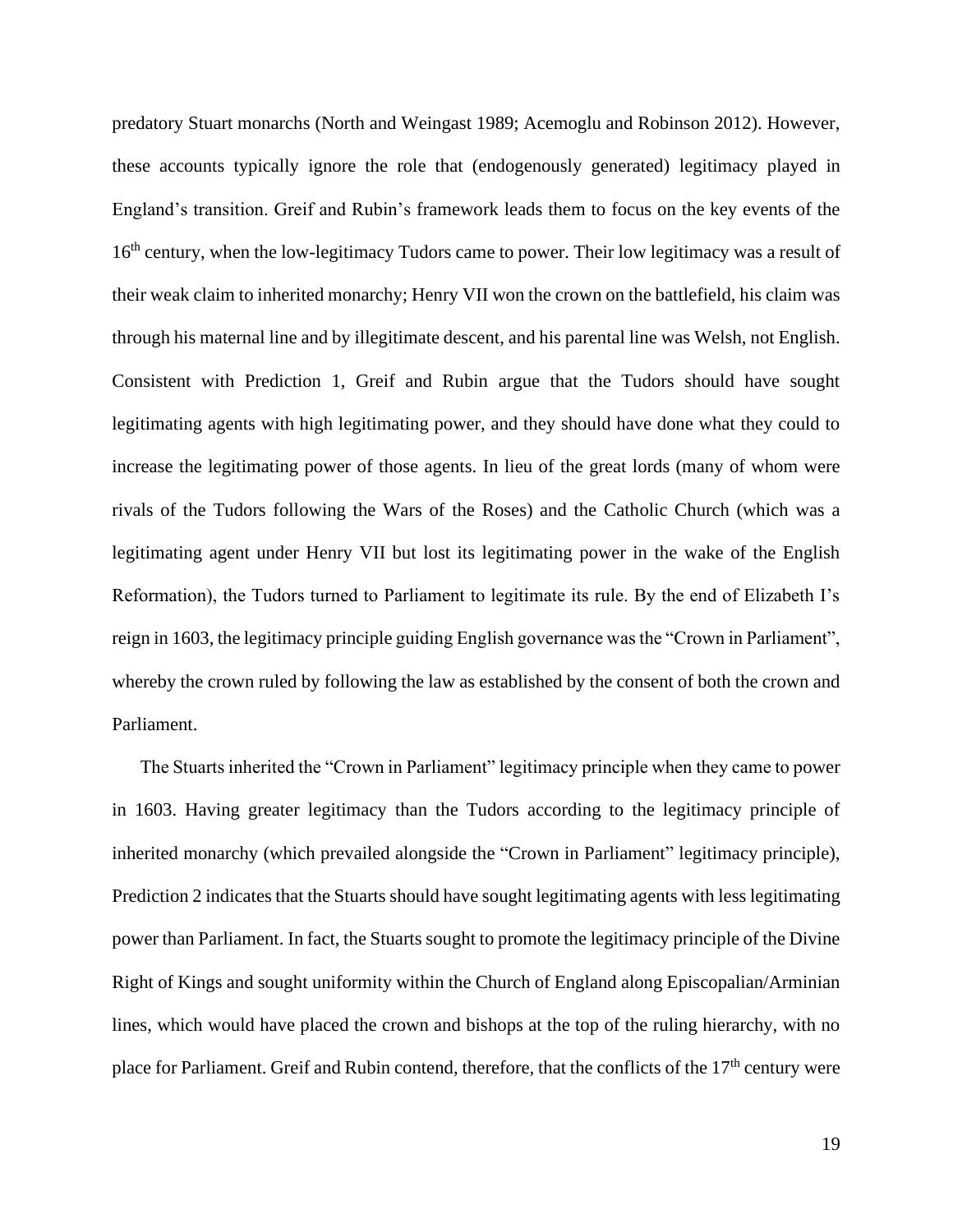predatory Stuart monarchs (North and Weingast 1989; Acemoglu and Robinson 2012). However, these accounts typically ignore the role that (endogenously generated) legitimacy played in England's transition. Greif and Rubin's framework leads them to focus on the key events of the 16th century, when the low-legitimacy Tudors came to power. Their low legitimacy was a result of their weak claim to inherited monarchy; Henry VII won the crown on the battlefield, his claim was through his maternal line and by illegitimate descent, and his parental line was Welsh, not English. Consistent with Prediction 1, Greif and Rubin argue that the Tudors should have sought legitimating agents with high legitimating power, and they should have done what they could to increase the legitimating power of those agents. In lieu of the great lords (many of whom were rivals of the Tudors following the Wars of the Roses) and the Catholic Church (which was a legitimating agent under Henry VII but lost its legitimating power in the wake of the English Reformation), the Tudors turned to Parliament to legitimate its rule. By the end of Elizabeth I's reign in 1603, the legitimacy principle guiding English governance was the "Crown in Parliament", whereby the crown ruled by following the law as established by the consent of both the crown and Parliament.

The Stuarts inherited the "Crown in Parliament" legitimacy principle when they came to power in 1603. Having greater legitimacy than the Tudors according to the legitimacy principle of inherited monarchy (which prevailed alongside the "Crown in Parliament" legitimacy principle), Prediction 2 indicates that the Stuarts should have sought legitimating agents with less legitimating power than Parliament. In fact, the Stuarts sought to promote the legitimacy principle of the Divine Right of Kings and sought uniformity within the Church of England along Episcopalian/Arminian lines, which would have placed the crown and bishops at the top of the ruling hierarchy, with no place for Parliament. Greif and Rubin contend, therefore, that the conflicts of the 17th century were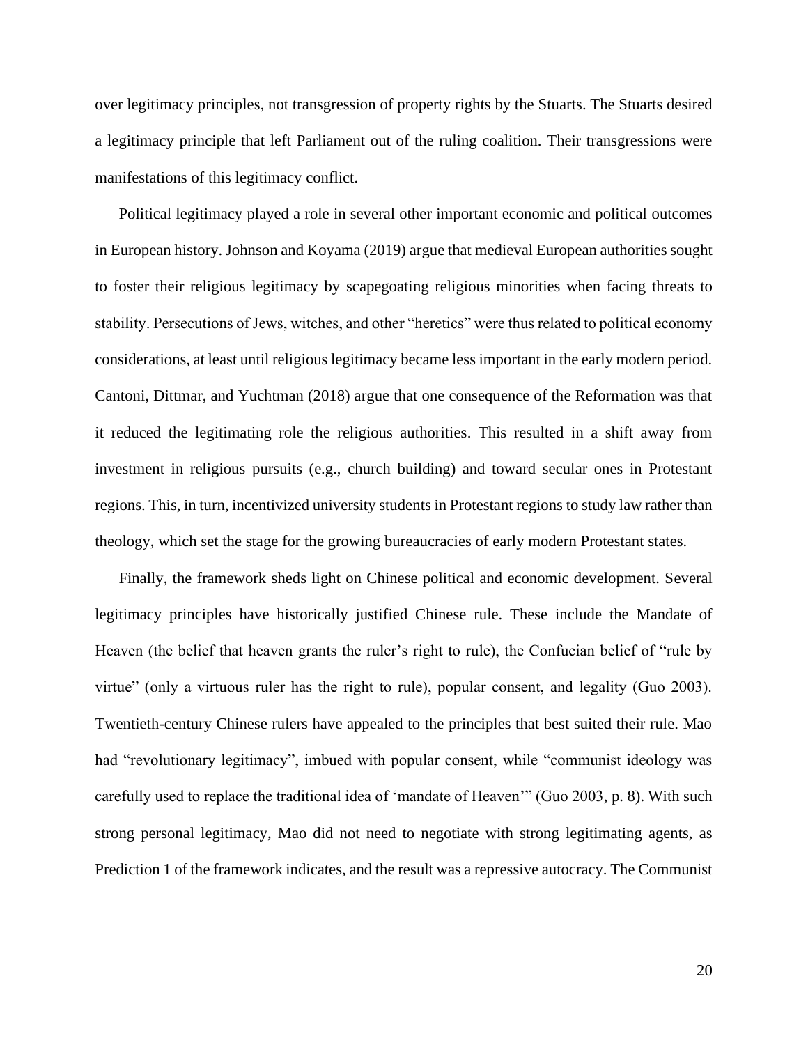over legitimacy principles, not transgression of property rights by the Stuarts. The Stuarts desired a legitimacy principle that left Parliament out of the ruling coalition. Their transgressions were manifestations of this legitimacy conflict.

Political legitimacy played a role in several other important economic and political outcomes in European history. Johnson and Koyama (2019) argue that medieval European authorities sought to foster their religious legitimacy by scapegoating religious minorities when facing threats to stability. Persecutions of Jews, witches, and other "heretics" were thus related to political economy considerations, at least until religious legitimacy became less important in the early modern period. Cantoni, Dittmar, and Yuchtman (2018) argue that one consequence of the Reformation was that it reduced the legitimating role the religious authorities. This resulted in a shift away from investment in religious pursuits (e.g., church building) and toward secular ones in Protestant regions. This, in turn, incentivized university students in Protestant regions to study law rather than theology, which set the stage for the growing bureaucracies of early modern Protestant states.

Finally, the framework sheds light on Chinese political and economic development. Several legitimacy principles have historically justified Chinese rule. These include the Mandate of Heaven (the belief that heaven grants the ruler's right to rule), the Confucian belief of "rule by virtue" (only a virtuous ruler has the right to rule), popular consent, and legality (Guo 2003). Twentieth-century Chinese rulers have appealed to the principles that best suited their rule. Mao had "revolutionary legitimacy", imbued with popular consent, while "communist ideology was carefully used to replace the traditional idea of 'mandate of Heaven'" (Guo 2003, p. 8). With such strong personal legitimacy, Mao did not need to negotiate with strong legitimating agents, as Prediction 1 of the framework indicates, and the result was a repressive autocracy. The Communist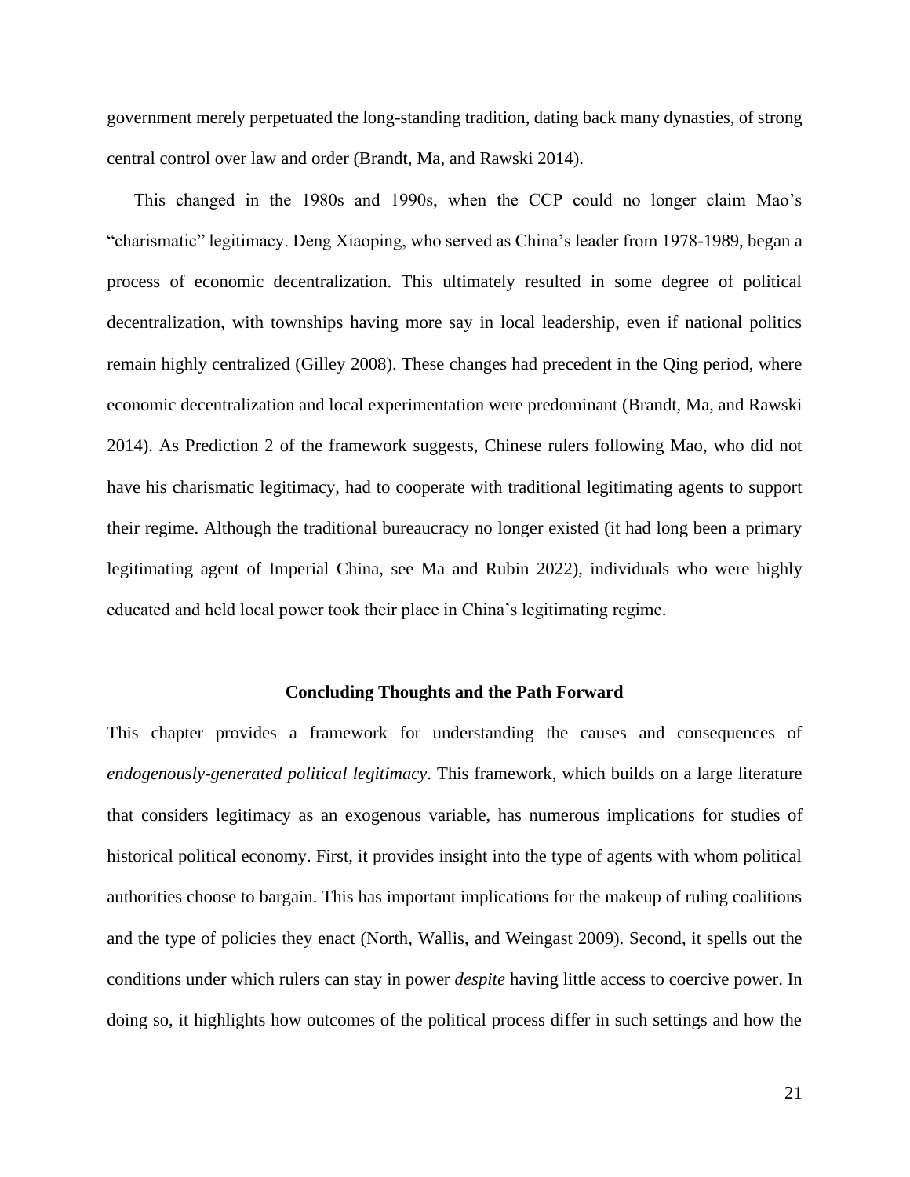government merely perpetuated the long-standing tradition, dating back many dynasties, of strong central control over law and order (Brandt, Ma, and Rawski 2014).

This changed in the 1980s and 1990s, when the CCP could no longer claim Mao's "charismatic" legitimacy. Deng Xiaoping, who served as China's leader from 1978-1989, began a process of economic decentralization. This ultimately resulted in some degree of political decentralization, with townships having more say in local leadership, even if national politics remain highly centralized (Gilley 2008). These changes had precedent in the Qing period, where economic decentralization and local experimentation were predominant (Brandt, Ma, and Rawski 2014). As Prediction 2 of the framework suggests, Chinese rulers following Mao, who did not have his charismatic legitimacy, had to cooperate with traditional legitimating agents to support their regime. Although the traditional bureaucracy no longer existed (it had long been a primary legitimating agent of Imperial China, see Ma and Rubin 2022), individuals who were highly educated and held local power took their place in China's legitimating regime.

## Concluding Thoughts and the Path Forward

This chapter provides a framework for understanding the causes and consequences of *endogenously-generated political legitimacy*. This framework, which builds on a large literature that considers legitimacy as an exogenous variable, has numerous implications for studies of historical political economy. First, it provides insight into the type of agents with whom political authorities choose to bargain. This has important implications for the makeup of ruling coalitions and the type of policies they enact (North, Wallis, and Weingast 2009). Second, it spells out the conditions under which rulers can stay in power *despite* having little access to coercive power. In doing so, it highlights how outcomes of the political process differ in such settings and how the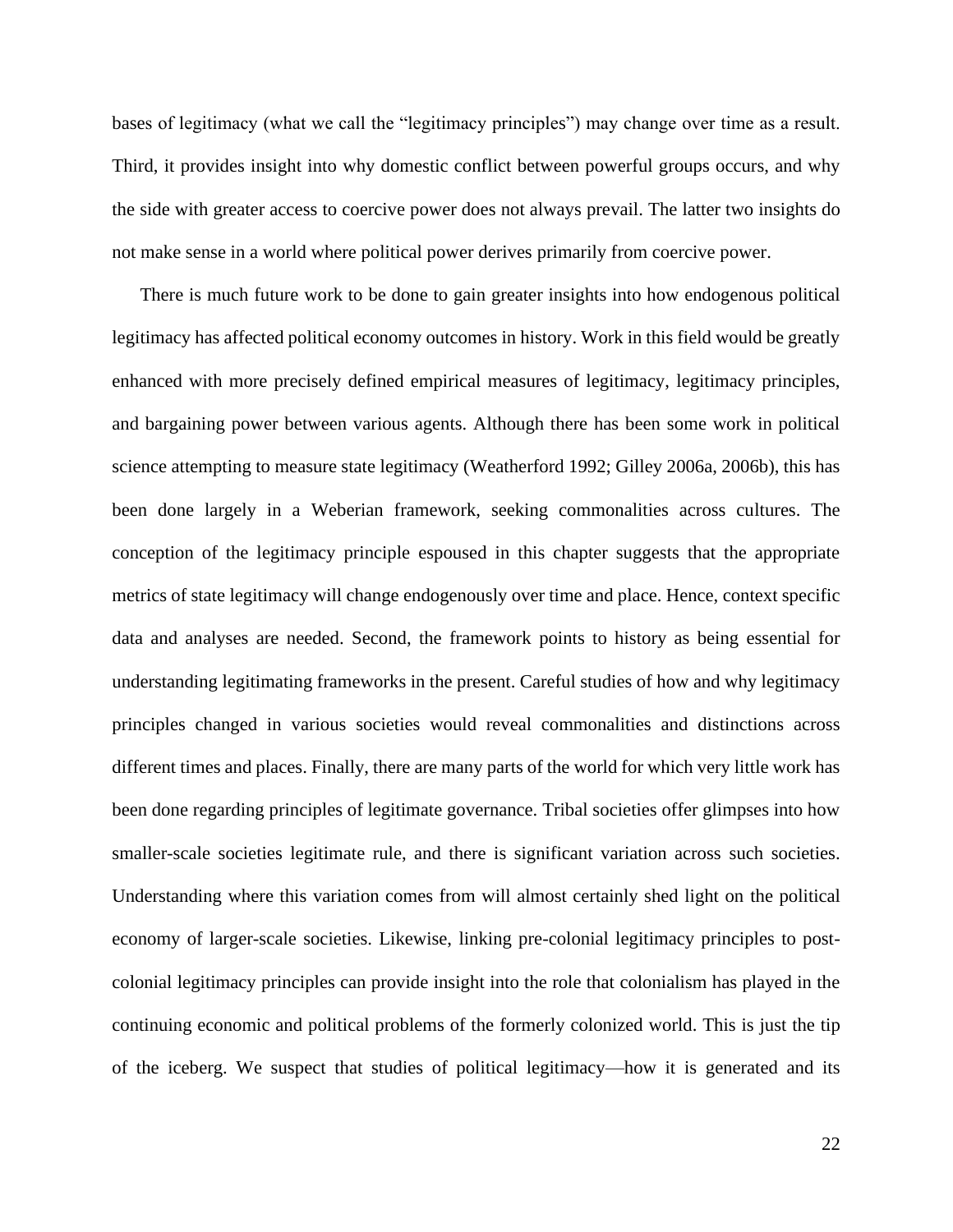bases of legitimacy (what we call the "legitimacy principles") may change over time as a result. Third, it provides insight into why domestic conflict between powerful groups occurs, and why the side with greater access to coercive power does not always prevail. The latter two insights do not make sense in a world where political power derives primarily from coercive power.

There is much future work to be done to gain greater insights into how endogenous political legitimacy has affected political economy outcomes in history. Work in this field would be greatly enhanced with more precisely defined empirical measures of legitimacy, legitimacy principles, and bargaining power between various agents. Although there has been some work in political science attempting to measure state legitimacy (Weatherford 1992; Gilley 2006a, 2006b), this has been done largely in a Weberian framework, seeking commonalities across cultures. The conception of the legitimacy principle espoused in this chapter suggests that the appropriate metrics of state legitimacy will change endogenously over time and place. Hence, context specific data and analyses are needed. Second, the framework points to history as being essential for understanding legitimating frameworks in the present. Careful studies of how and why legitimacy principles changed in various societies would reveal commonalities and distinctions across different times and places. Finally, there are many parts of the world for which very little work has been done regarding principles of legitimate governance. Tribal societies offer glimpses into how smaller-scale societies legitimate rule, and there is significant variation across such societies. Understanding where this variation comes from will almost certainly shed light on the political economy of larger-scale societies. Likewise, linking pre-colonial legitimacy principles to post-colonial legitimacy principles can provide insight into the role that colonialism has played in the continuing economic and political problems of the formerly colonized world. This is just the tip of the iceberg. We suspect that studies of political legitimacy—how it is generated and its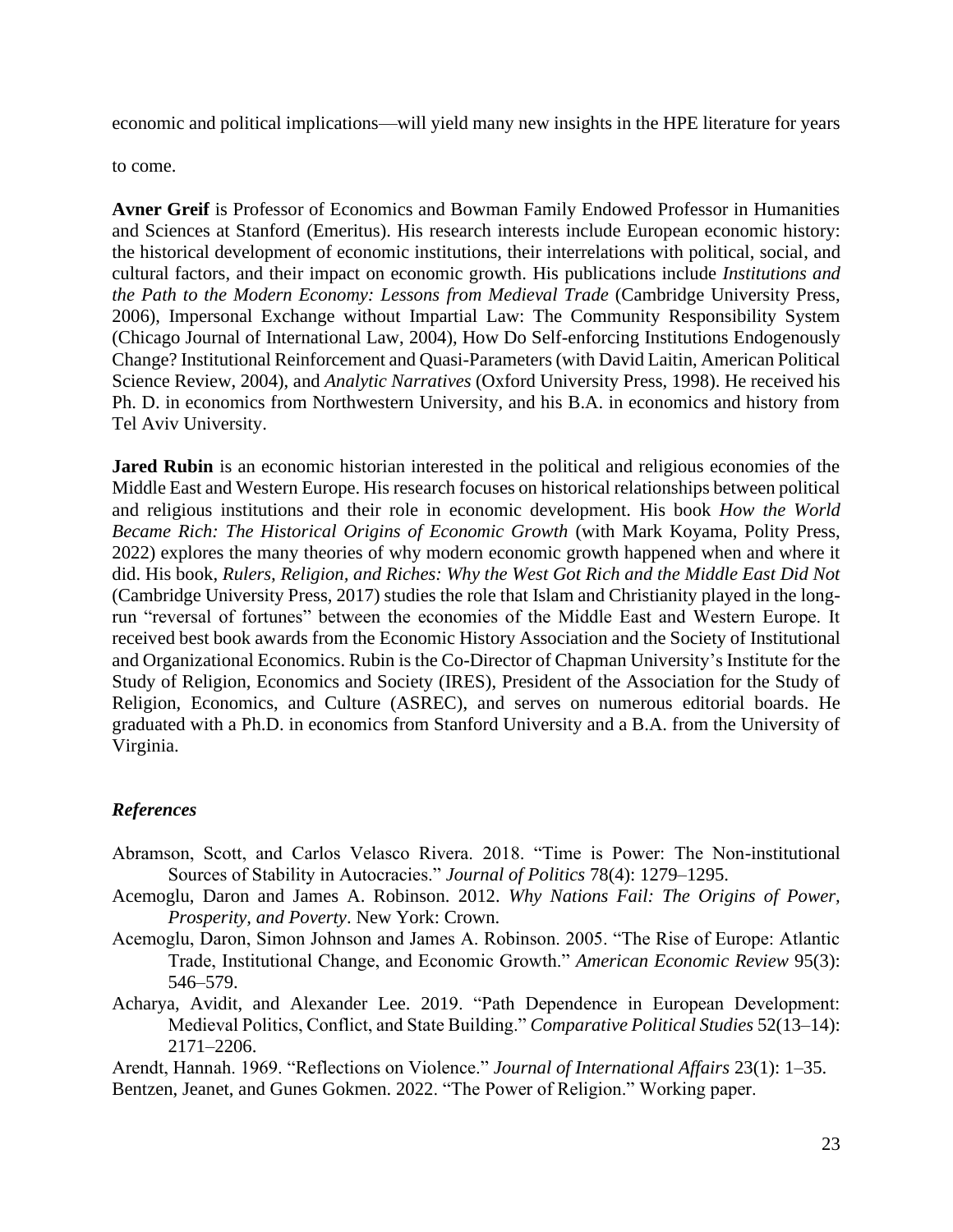economic and political implications—will yield many new insights in the HPE literature for years to come.

**Avner Greif** is Professor of Economics and Bowman Family Endowed Professor in Humanities and Sciences at Stanford (Emeritus). His research interests include European economic history: the historical development of economic institutions, their interrelations with political, social, and cultural factors, and their impact on economic growth. His publications include *Institutions and the Path to the Modern Economy: Lessons from Medieval Trade* (Cambridge University Press, 2006), Impersonal Exchange without Impartial Law: The Community Responsibility System (Chicago Journal of International Law, 2004), How Do Self-enforcing Institutions Endogenously Change? Institutional Reinforcement and Quasi-Parameters (with David Laitin, American Political Science Review, 2004), and *Analytic Narratives* (Oxford University Press, 1998). He received his Ph. D. in economics from Northwestern University, and his B.A. in economics and history from Tel Aviv University.

**Jared Rubin** is an economic historian interested in the political and religious economies of the Middle East and Western Europe. His research focuses on historical relationships between political and religious institutions and their role in economic development. His book *How the World Became Rich: The Historical Origins of Economic Growth* (with Mark Koyama, Polity Press, 2022) explores the many theories of why modern economic growth happened when and where it did. His book, *Rulers, Religion, and Riches: Why the West Got Rich and the Middle East Did Not* (Cambridge University Press, 2017) studies the role that Islam and Christianity played in the long-run "reversal of fortunes" between the economies of the Middle East and Western Europe. It received best book awards from the Economic History Association and the Society of Institutional and Organizational Economics. Rubin is the Co-Director of Chapman University's Institute for the Study of Religion, Economics and Society (IRES), President of the Association for the Study of Religion, Economics, and Culture (ASREC), and serves on numerous editorial boards. He graduated with a Ph.D. in economics from Stanford University and a B.A. from the University of Virginia.

### *References*

Abramson, Scott, and Carlos Velasco Rivera. 2018. "Time is Power: The Non-institutional Sources of Stability in Autocracies." *Journal of Politics* 78(4): 1279–1295.

Acemoglu, Daron and James A. Robinson. 2012. *Why Nations Fail: The Origins of Power, Prosperity, and Poverty*. New York: Crown.

Acemoglu, Daron, Simon Johnson and James A. Robinson. 2005. "The Rise of Europe: Atlantic Trade, Institutional Change, and Economic Growth." *American Economic Review* 95(3): 546–579.

Acharya, Avidit, and Alexander Lee. 2019. "Path Dependence in European Development: Medieval Politics, Conflict, and State Building." *Comparative Political Studies* 52(13–14): 2171–2206.

Arendt, Hannah. 1969. "Reflections on Violence." *Journal of International Affairs* 23(1): 1–35.

Bentzen, Jeanet, and Gunes Gokmen. 2022. "The Power of Religion." Working paper.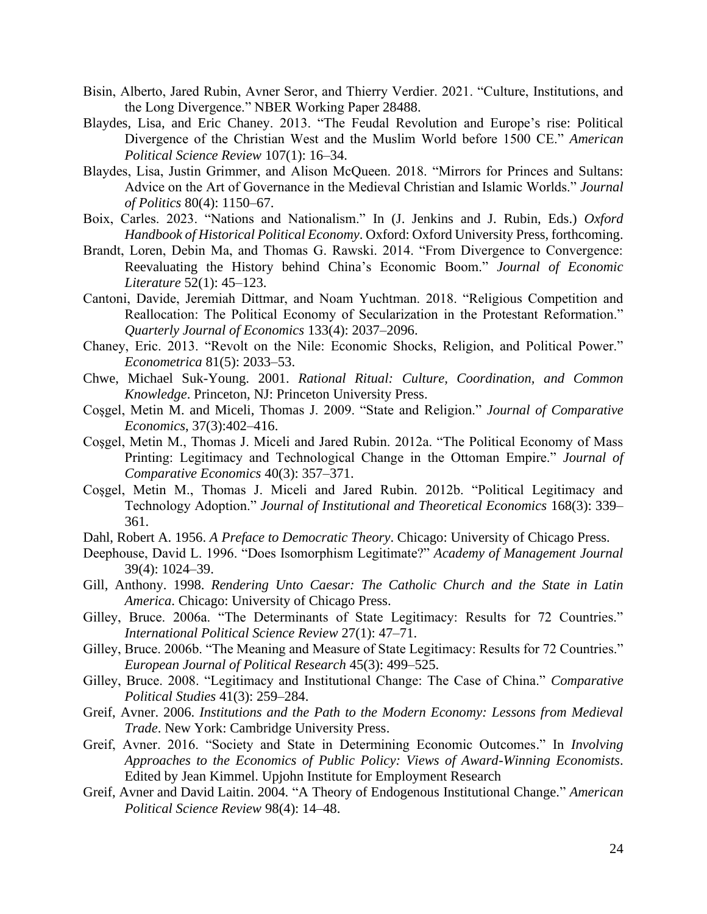Bisin, Alberto, Jared Rubin, Avner Seror, and Thierry Verdier. 2021. "Culture, Institutions, and the Long Divergence." NBER Working Paper 28488.

Blaydes, Lisa, and Eric Chaney. 2013. "The Feudal Revolution and Europe's rise: Political Divergence of the Christian West and the Muslim World before 1500 CE." *American Political Science Review* 107(1): 16–34.

Blaydes, Lisa, Justin Grimmer, and Alison McQueen. 2018. "Mirrors for Princes and Sultans: Advice on the Art of Governance in the Medieval Christian and Islamic Worlds." *Journal of Politics* 80(4): 1150–67.

Boix, Carles. 2023. "Nations and Nationalism." In (J. Jenkins and J. Rubin, Eds.) *Oxford Handbook of Historical Political Economy*. Oxford: Oxford University Press, forthcoming.

Brandt, Loren, Debin Ma, and Thomas G. Rawski. 2014. "From Divergence to Convergence: Reevaluating the History behind China's Economic Boom." *Journal of Economic Literature* 52(1): 45–123.

Cantoni, Davide, Jeremiah Dittmar, and Noam Yuchtman. 2018. "Religious Competition and Reallocation: The Political Economy of Secularization in the Protestant Reformation." *Quarterly Journal of Economics* 133(4): 2037–2096.

Chaney, Eric. 2013. "Revolt on the Nile: Economic Shocks, Religion, and Political Power." *Econometrica* 81(5): 2033–53.

Chwe, Michael Suk-Young. 2001. *Rational Ritual: Culture, Coordination, and Common Knowledge*. Princeton, NJ: Princeton University Press.

Coşgel, Metin M. and Miceli, Thomas J. 2009. "State and Religion." *Journal of Comparative Economics*, 37(3):402–416.

Coşgel, Metin M., Thomas J. Miceli and Jared Rubin. 2012a. "The Political Economy of Mass Printing: Legitimacy and Technological Change in the Ottoman Empire." *Journal of Comparative Economics* 40(3): 357–371.

Coşgel, Metin M., Thomas J. Miceli and Jared Rubin. 2012b. "Political Legitimacy and Technology Adoption." *Journal of Institutional and Theoretical Economics* 168(3): 339–361.

Dahl, Robert A. 1956. *A Preface to Democratic Theory*. Chicago: University of Chicago Press.

Deephouse, David L. 1996. "Does Isomorphism Legitimate?" *Academy of Management Journal* 39(4): 1024–39.

Gill, Anthony. 1998. *Rendering Unto Caesar: The Catholic Church and the State in Latin America*. Chicago: University of Chicago Press.

Gilley, Bruce. 2006a. "The Determinants of State Legitimacy: Results for 72 Countries." *International Political Science Review* 27(1): 47–71.

Gilley, Bruce. 2006b. "The Meaning and Measure of State Legitimacy: Results for 72 Countries." *European Journal of Political Research* 45(3): 499–525.

Gilley, Bruce. 2008. "Legitimacy and Institutional Change: The Case of China." *Comparative Political Studies* 41(3): 259–284.

Greif, Avner. 2006. *Institutions and the Path to the Modern Economy: Lessons from Medieval Trade*. New York: Cambridge University Press.

Greif, Avner. 2016. "Society and State in Determining Economic Outcomes." In *Involving Approaches to the Economics of Public Policy: Views of Award-Winning Economists*. Edited by Jean Kimmel. Upjohn Institute for Employment Research

Greif, Avner and David Laitin. 2004. "A Theory of Endogenous Institutional Change." *American Political Science Review* 98(4): 14–48.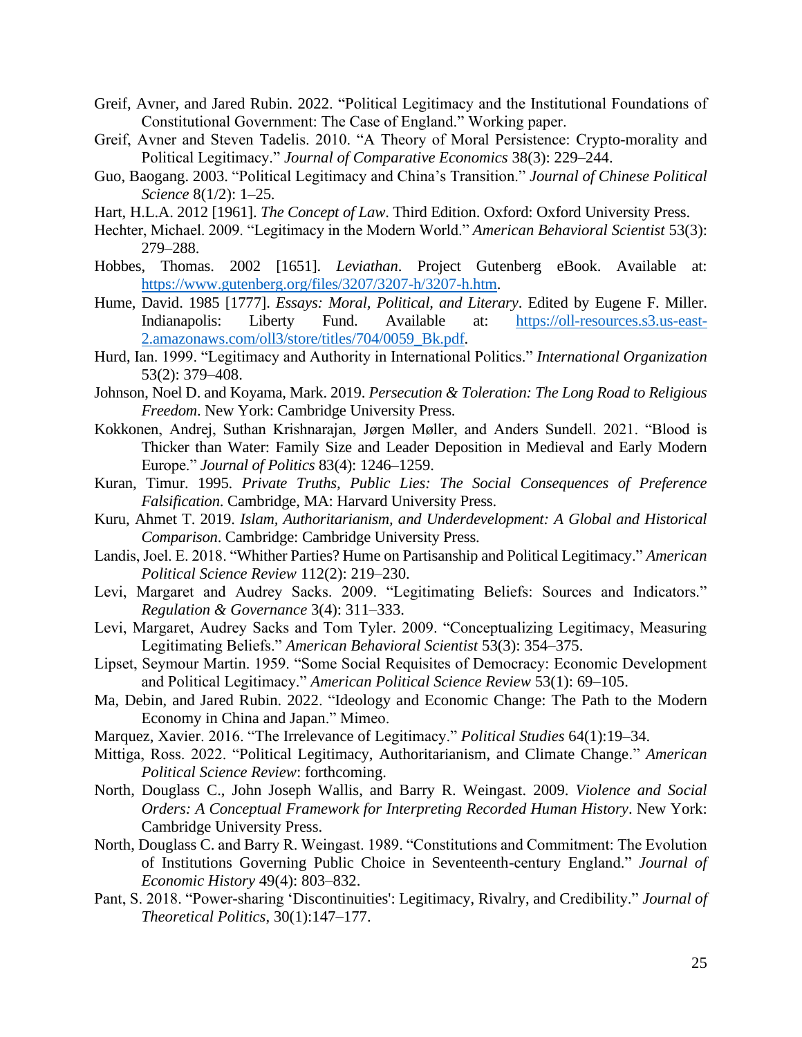Greif, Avner, and Jared Rubin. 2022. "Political Legitimacy and the Institutional Foundations of Constitutional Government: The Case of England." Working paper.

Greif, Avner and Steven Tadelis. 2010. "A Theory of Moral Persistence: Crypto-morality and Political Legitimacy." *Journal of Comparative Economics* 38(3): 229–244.

Guo, Baogang. 2003. "Political Legitimacy and China's Transition." *Journal of Chinese Political Science* 8(1/2): 1–25.

Hart, H.L.A. 2012 [1961]. *The Concept of Law*. Third Edition. Oxford: Oxford University Press.

Hechter, Michael. 2009. "Legitimacy in the Modern World." *American Behavioral Scientist* 53(3): 279–288.

Hobbes, Thomas. 2002 [1651]. *Leviathan*. Project Gutenberg eBook. Available at: https://www.gutenberg.org/files/3207/3207-h/3207-h.htm.

Hume, David. 1985 [1777]. *Essays: Moral, Political, and Literary*. Edited by Eugene F. Miller. Indianapolis: Liberty Fund. Available at: https://oll-resources.s3.us-east-2.amazonaws.com/oll3/store/titles/704/0059_Bk.pdf.

Hurd, Ian. 1999. "Legitimacy and Authority in International Politics." *International Organization* 53(2): 379–408.

Johnson, Noel D. and Koyama, Mark. 2019. *Persecution & Toleration: The Long Road to Religious Freedom*. New York: Cambridge University Press.

Kokkonen, Andrej, Suthan Krishnarajan, Jørgen Møller, and Anders Sundell. 2021. "Blood is Thicker than Water: Family Size and Leader Deposition in Medieval and Early Modern Europe." *Journal of Politics* 83(4): 1246–1259.

Kuran, Timur. 1995. *Private Truths, Public Lies: The Social Consequences of Preference Falsification*. Cambridge, MA: Harvard University Press.

Kuru, Ahmet T. 2019. *Islam, Authoritarianism, and Underdevelopment: A Global and Historical Comparison*. Cambridge: Cambridge University Press.

Landis, Joel. E. 2018. "Whither Parties? Hume on Partisanship and Political Legitimacy." *American Political Science Review* 112(2): 219–230.

Levi, Margaret and Audrey Sacks. 2009. "Legitimating Beliefs: Sources and Indicators." *Regulation & Governance* 3(4): 311–333.

Levi, Margaret, Audrey Sacks and Tom Tyler. 2009. "Conceptualizing Legitimacy, Measuring Legitimating Beliefs." *American Behavioral Scientist* 53(3): 354–375.

Lipset, Seymour Martin. 1959. "Some Social Requisites of Democracy: Economic Development and Political Legitimacy." *American Political Science Review* 53(1): 69–105.

Ma, Debin, and Jared Rubin. 2022. "Ideology and Economic Change: The Path to the Modern Economy in China and Japan." Mimeo.

Marquez, Xavier. 2016. "The Irrelevance of Legitimacy." *Political Studies* 64(1):19–34.

Mittiga, Ross. 2022. "Political Legitimacy, Authoritarianism, and Climate Change." *American Political Science Review*: forthcoming.

North, Douglass C., John Joseph Wallis, and Barry R. Weingast. 2009. *Violence and Social Orders: A Conceptual Framework for Interpreting Recorded Human History*. New York: Cambridge University Press.

North, Douglass C. and Barry R. Weingast. 1989. "Constitutions and Commitment: The Evolution of Institutions Governing Public Choice in Seventeenth-century England." *Journal of Economic History* 49(4): 803–832.

Pant, S. 2018. "Power-sharing 'Discontinuities': Legitimacy, Rivalry, and Credibility." *Journal of Theoretical Politics*, 30(1):147–177.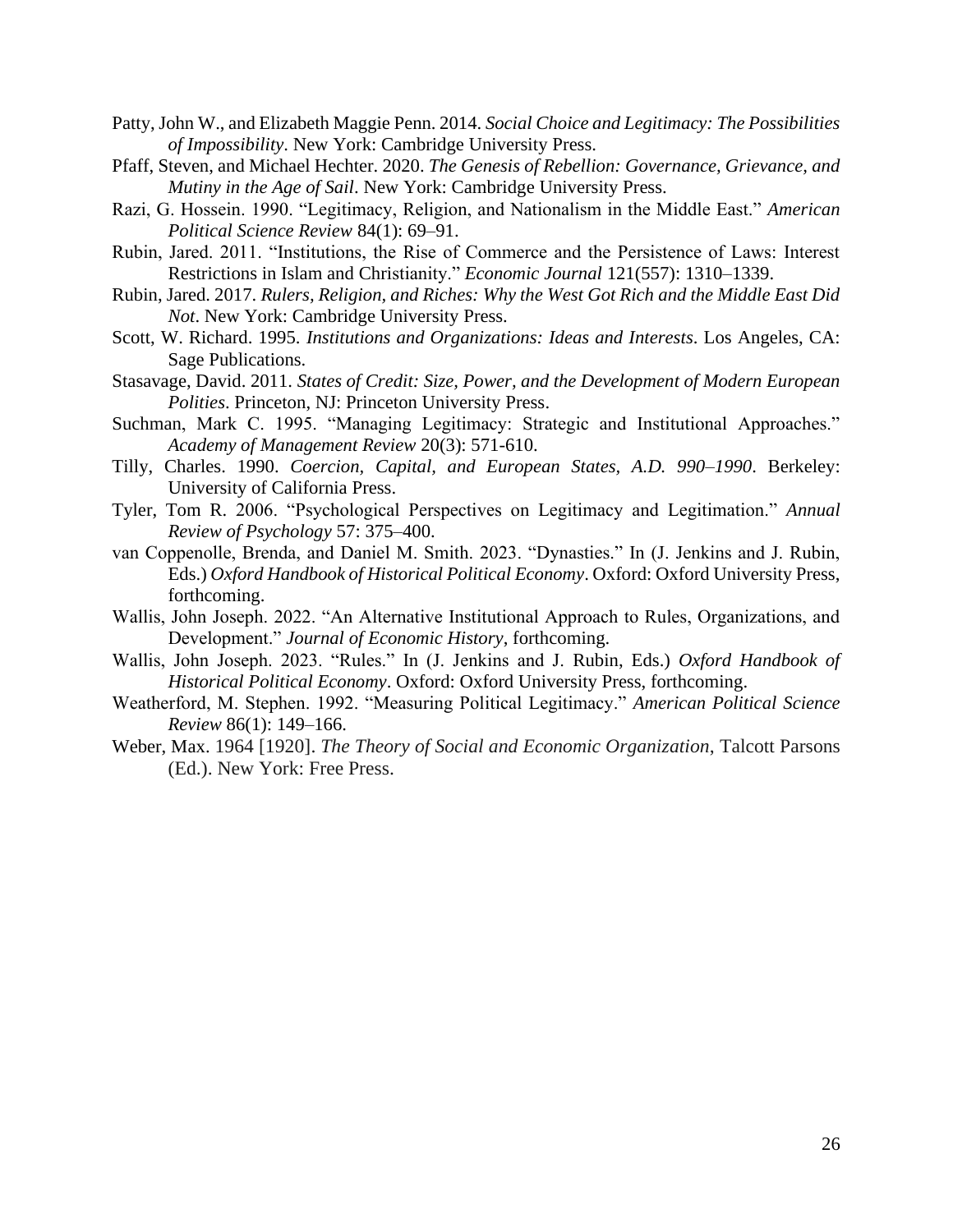Patty, John W., and Elizabeth Maggie Penn. 2014. *Social Choice and Legitimacy: The Possibilities of Impossibility*. New York: Cambridge University Press.

Pfaff, Steven, and Michael Hechter. 2020. *The Genesis of Rebellion: Governance, Grievance, and Mutiny in the Age of Sail*. New York: Cambridge University Press.

Razi, G. Hossein. 1990. "Legitimacy, Religion, and Nationalism in the Middle East." *American Political Science Review* 84(1): 69–91.

Rubin, Jared. 2011. "Institutions, the Rise of Commerce and the Persistence of Laws: Interest Restrictions in Islam and Christianity." *Economic Journal* 121(557): 1310–1339.

Rubin, Jared. 2017. *Rulers, Religion, and Riches: Why the West Got Rich and the Middle East Did Not*. New York: Cambridge University Press.

Scott, W. Richard. 1995. *Institutions and Organizations: Ideas and Interests*. Los Angeles, CA: Sage Publications.

Stasavage, David. 2011. *States of Credit: Size, Power, and the Development of Modern European Polities*. Princeton, NJ: Princeton University Press.

Suchman, Mark C. 1995. "Managing Legitimacy: Strategic and Institutional Approaches." *Academy of Management Review* 20(3): 571-610.

Tilly, Charles. 1990. *Coercion, Capital, and European States, A.D. 990–1990*. Berkeley: University of California Press.

Tyler, Tom R. 2006. "Psychological Perspectives on Legitimacy and Legitimation." *Annual Review of Psychology* 57: 375–400.

van Coppenolle, Brenda, and Daniel M. Smith. 2023. "Dynasties." In (J. Jenkins and J. Rubin, Eds.) *Oxford Handbook of Historical Political Economy*. Oxford: Oxford University Press, forthcoming.

Wallis, John Joseph. 2022. "An Alternative Institutional Approach to Rules, Organizations, and Development." *Journal of Economic History,* forthcoming.

Wallis, John Joseph. 2023. "Rules." In (J. Jenkins and J. Rubin, Eds.) *Oxford Handbook of Historical Political Economy*. Oxford: Oxford University Press, forthcoming.

Weatherford, M. Stephen. 1992. "Measuring Political Legitimacy." *American Political Science Review* 86(1): 149–166.

Weber, Max. 1964 [1920]. *The Theory of Social and Economic Organization*, Talcott Parsons (Ed.). New York: Free Press.